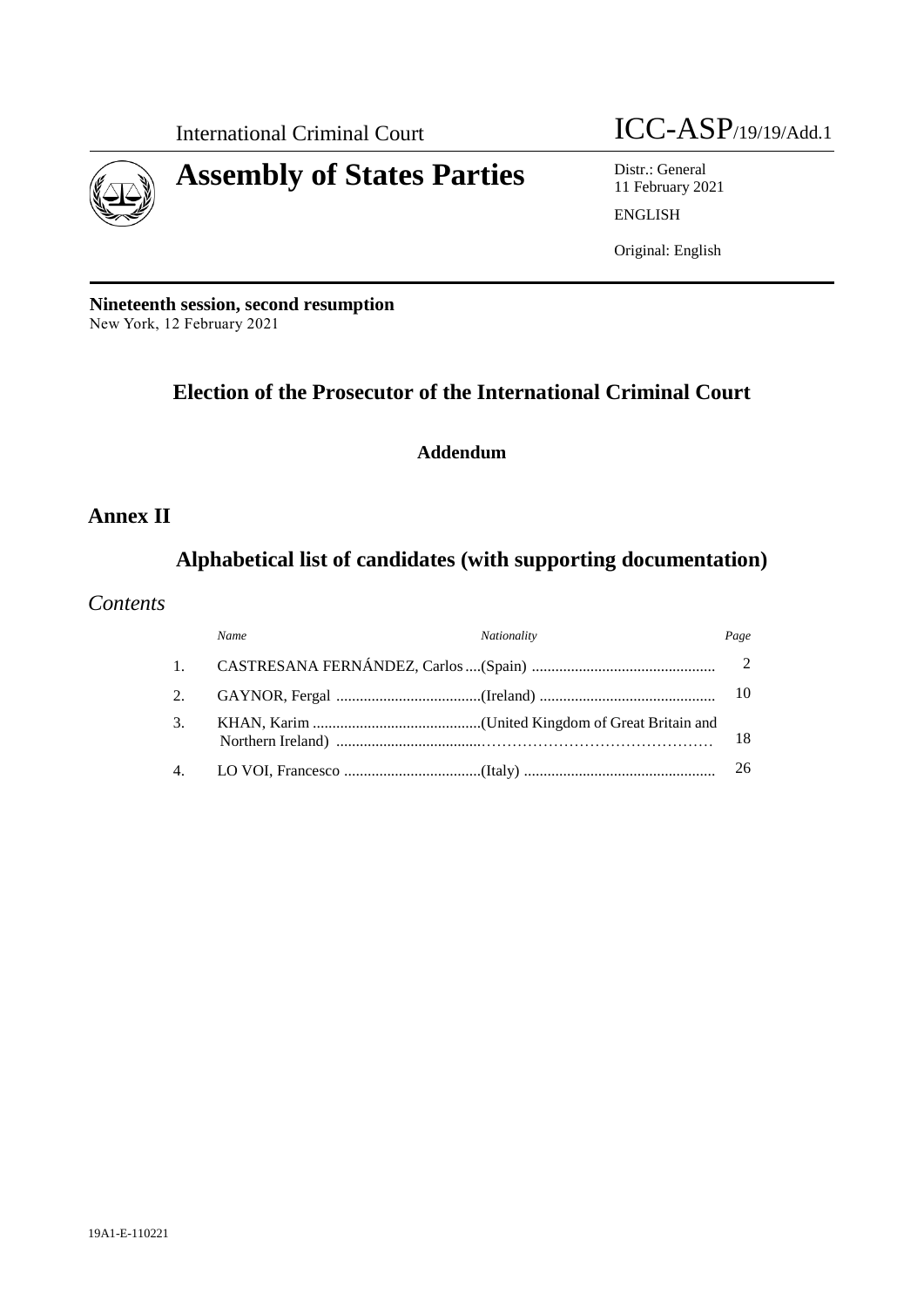International Criminal Court

ICC-ASP/19/19/Add.1

# Assembly of States Parties

Distr.: General
11 February 2021

ENGLISH

Original: English

**Nineteenth session, second resumption**
New York, 12 February 2021

## Election of the Prosecutor of the International Criminal Court

### Addendum

## Annex II

## Alphabetical list of candidates (with supporting documentation)

### *Contents*

| | *Name* | *Nationality* | *Page* |
|---|---|---|---|
| 1. | CASTRESANA FERNÁNDEZ, Carlos | (Spain) | 2 |
| 2. | GAYNOR, Fergal | (Ireland) | 10 |
| 3. | KHAN, Karim | (United Kingdom of Great Britain and Northern Ireland) | 18 |
| 4. | LO VOI, Francesco | (Italy) | 26 |

19A1-E-110221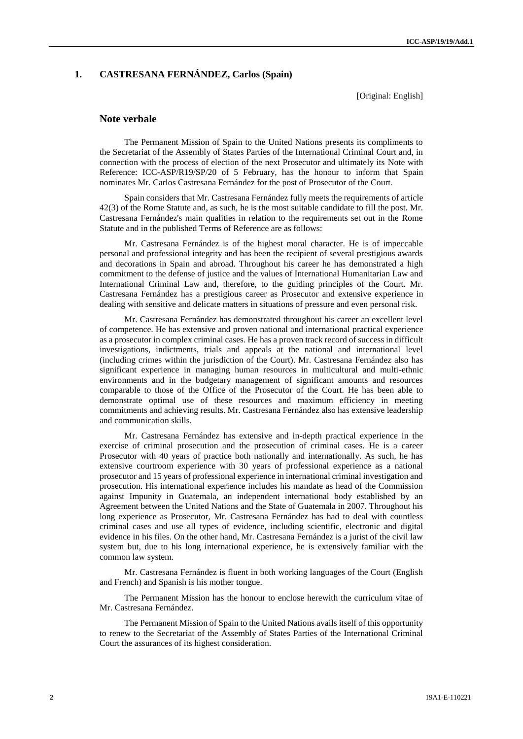## 1. CASTRESANA FERNÁNDEZ, Carlos (Spain)

[Original: English]

### Note verbale

The Permanent Mission of Spain to the United Nations presents its compliments to the Secretariat of the Assembly of States Parties of the International Criminal Court and, in connection with the process of election of the next Prosecutor and ultimately its Note with Reference: ICC-ASP/R19/SP/20 of 5 February, has the honour to inform that Spain nominates Mr. Carlos Castresana Fernández for the post of Prosecutor of the Court.

Spain considers that Mr. Castresana Fernández fully meets the requirements of article 42(3) of the Rome Statute and, as such, he is the most suitable candidate to fill the post. Mr. Castresana Fernández's main qualities in relation to the requirements set out in the Rome Statute and in the published Terms of Reference are as follows:

Mr. Castresana Fernández is of the highest moral character. He is of impeccable personal and professional integrity and has been the recipient of several prestigious awards and decorations in Spain and abroad. Throughout his career he has demonstrated a high commitment to the defense of justice and the values of International Humanitarian Law and International Criminal Law and, therefore, to the guiding principles of the Court. Mr. Castresana Fernández has a prestigious career as Prosecutor and extensive experience in dealing with sensitive and delicate matters in situations of pressure and even personal risk.

Mr. Castresana Fernández has demonstrated throughout his career an excellent level of competence. He has extensive and proven national and international practical experience as a prosecutor in complex criminal cases. He has a proven track record of success in difficult investigations, indictments, trials and appeals at the national and international level (including crimes within the jurisdiction of the Court). Mr. Castresana Fernández also has significant experience in managing human resources in multicultural and multi-ethnic environments and in the budgetary management of significant amounts and resources comparable to those of the Office of the Prosecutor of the Court. He has been able to demonstrate optimal use of these resources and maximum efficiency in meeting commitments and achieving results. Mr. Castresana Fernández also has extensive leadership and communication skills.

Mr. Castresana Fernández has extensive and in-depth practical experience in the exercise of criminal prosecution and the prosecution of criminal cases. He is a career Prosecutor with 40 years of practice both nationally and internationally. As such, he has extensive courtroom experience with 30 years of professional experience as a national prosecutor and 15 years of professional experience in international criminal investigation and prosecution. His international experience includes his mandate as head of the Commission against Impunity in Guatemala, an independent international body established by an Agreement between the United Nations and the State of Guatemala in 2007. Throughout his long experience as Prosecutor, Mr. Castresana Fernández has had to deal with countless criminal cases and use all types of evidence, including scientific, electronic and digital evidence in his files. On the other hand, Mr. Castresana Fernández is a jurist of the civil law system but, due to his long international experience, he is extensively familiar with the common law system.

Mr. Castresana Fernández is fluent in both working languages of the Court (English and French) and Spanish is his mother tongue.

The Permanent Mission has the honour to enclose herewith the curriculum vitae of Mr. Castresana Fernández.

The Permanent Mission of Spain to the United Nations avails itself of this opportunity to renew to the Secretariat of the Assembly of States Parties of the International Criminal Court the assurances of its highest consideration.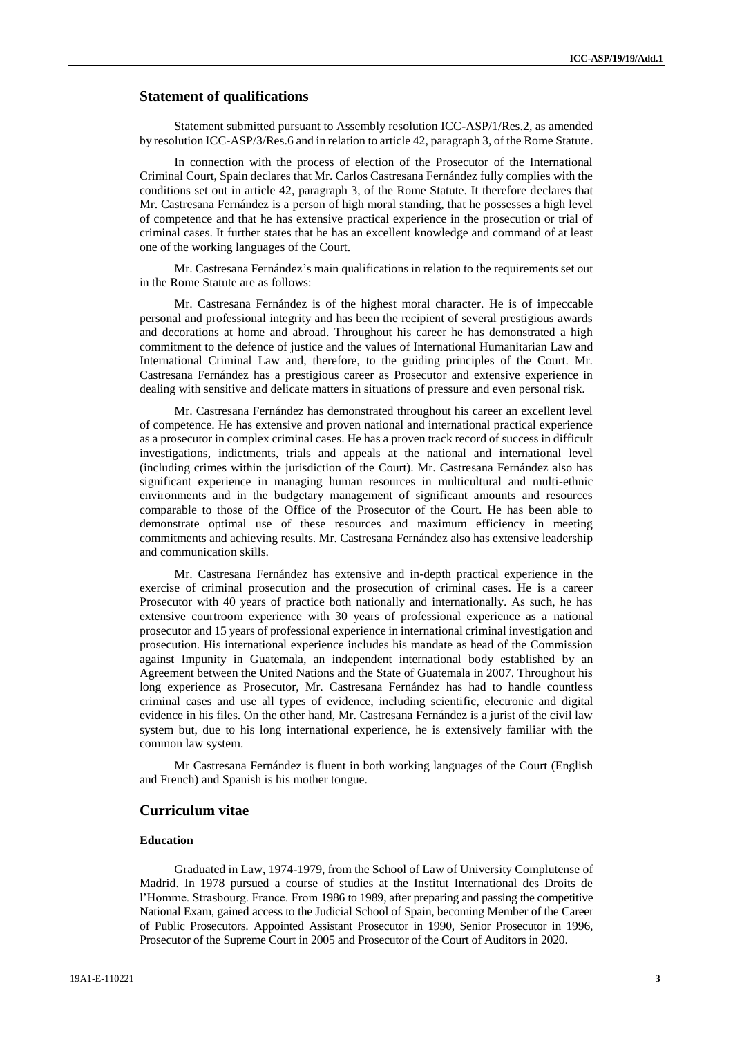## Statement of qualifications

Statement submitted pursuant to Assembly resolution ICC-ASP/1/Res.2, as amended by resolution ICC-ASP/3/Res.6 and in relation to article 42, paragraph 3, of the Rome Statute.

In connection with the process of election of the Prosecutor of the International Criminal Court, Spain declares that Mr. Carlos Castresana Fernández fully complies with the conditions set out in article 42, paragraph 3, of the Rome Statute. It therefore declares that Mr. Castresana Fernández is a person of high moral standing, that he possesses a high level of competence and that he has extensive practical experience in the prosecution or trial of criminal cases. It further states that he has an excellent knowledge and command of at least one of the working languages of the Court.

Mr. Castresana Fernández's main qualifications in relation to the requirements set out in the Rome Statute are as follows:

Mr. Castresana Fernández is of the highest moral character. He is of impeccable personal and professional integrity and has been the recipient of several prestigious awards and decorations at home and abroad. Throughout his career he has demonstrated a high commitment to the defence of justice and the values of International Humanitarian Law and International Criminal Law and, therefore, to the guiding principles of the Court. Mr. Castresana Fernández has a prestigious career as Prosecutor and extensive experience in dealing with sensitive and delicate matters in situations of pressure and even personal risk.

Mr. Castresana Fernández has demonstrated throughout his career an excellent level of competence. He has extensive and proven national and international practical experience as a prosecutor in complex criminal cases. He has a proven track record of success in difficult investigations, indictments, trials and appeals at the national and international level (including crimes within the jurisdiction of the Court). Mr. Castresana Fernández also has significant experience in managing human resources in multicultural and multi-ethnic environments and in the budgetary management of significant amounts and resources comparable to those of the Office of the Prosecutor of the Court. He has been able to demonstrate optimal use of these resources and maximum efficiency in meeting commitments and achieving results. Mr. Castresana Fernández also has extensive leadership and communication skills.

Mr. Castresana Fernández has extensive and in-depth practical experience in the exercise of criminal prosecution and the prosecution of criminal cases. He is a career Prosecutor with 40 years of practice both nationally and internationally. As such, he has extensive courtroom experience with 30 years of professional experience as a national prosecutor and 15 years of professional experience in international criminal investigation and prosecution. His international experience includes his mandate as head of the Commission against Impunity in Guatemala, an independent international body established by an Agreement between the United Nations and the State of Guatemala in 2007. Throughout his long experience as Prosecutor, Mr. Castresana Fernández has had to handle countless criminal cases and use all types of evidence, including scientific, electronic and digital evidence in his files. On the other hand, Mr. Castresana Fernández is a jurist of the civil law system but, due to his long international experience, he is extensively familiar with the common law system.

Mr Castresana Fernández is fluent in both working languages of the Court (English and French) and Spanish is his mother tongue.

## Curriculum vitae

### Education

Graduated in Law, 1974-1979, from the School of Law of University Complutense of Madrid. In 1978 pursued a course of studies at the Institut International des Droits de l'Homme. Strasbourg. France. From 1986 to 1989, after preparing and passing the competitive National Exam, gained access to the Judicial School of Spain, becoming Member of the Career of Public Prosecutors. Appointed Assistant Prosecutor in 1990, Senior Prosecutor in 1996, Prosecutor of the Supreme Court in 2005 and Prosecutor of the Court of Auditors in 2020.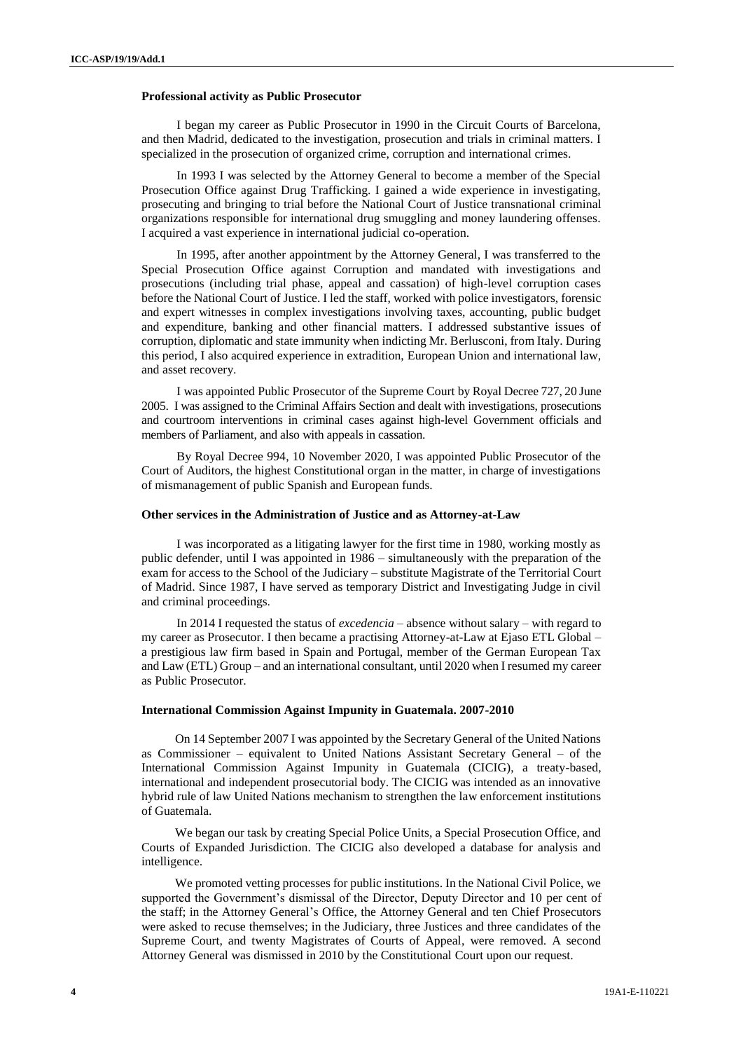**Professional activity as Public Prosecutor**

I began my career as Public Prosecutor in 1990 in the Circuit Courts of Barcelona, and then Madrid, dedicated to the investigation, prosecution and trials in criminal matters. I specialized in the prosecution of organized crime, corruption and international crimes.

In 1993 I was selected by the Attorney General to become a member of the Special Prosecution Office against Drug Trafficking. I gained a wide experience in investigating, prosecuting and bringing to trial before the National Court of Justice transnational criminal organizations responsible for international drug smuggling and money laundering offenses. I acquired a vast experience in international judicial co-operation.

In 1995, after another appointment by the Attorney General, I was transferred to the Special Prosecution Office against Corruption and mandated with investigations and prosecutions (including trial phase, appeal and cassation) of high-level corruption cases before the National Court of Justice. I led the staff, worked with police investigators, forensic and expert witnesses in complex investigations involving taxes, accounting, public budget and expenditure, banking and other financial matters. I addressed substantive issues of corruption, diplomatic and state immunity when indicting Mr. Berlusconi, from Italy. During this period, I also acquired experience in extradition, European Union and international law, and asset recovery.

I was appointed Public Prosecutor of the Supreme Court by Royal Decree 727, 20 June 2005. I was assigned to the Criminal Affairs Section and dealt with investigations, prosecutions and courtroom interventions in criminal cases against high-level Government officials and members of Parliament, and also with appeals in cassation.

By Royal Decree 994, 10 November 2020, I was appointed Public Prosecutor of the Court of Auditors, the highest Constitutional organ in the matter, in charge of investigations of mismanagement of public Spanish and European funds.

**Other services in the Administration of Justice and as Attorney-at-Law**

I was incorporated as a litigating lawyer for the first time in 1980, working mostly as public defender, until I was appointed in 1986 – simultaneously with the preparation of the exam for access to the School of the Judiciary – substitute Magistrate of the Territorial Court of Madrid. Since 1987, I have served as temporary District and Investigating Judge in civil and criminal proceedings.

In 2014 I requested the status of *excedencia* – absence without salary – with regard to my career as Prosecutor. I then became a practising Attorney-at-Law at Ejaso ETL Global – a prestigious law firm based in Spain and Portugal, member of the German European Tax and Law (ETL) Group – and an international consultant, until 2020 when I resumed my career as Public Prosecutor.

**International Commission Against Impunity in Guatemala. 2007-2010**

On 14 September 2007 I was appointed by the Secretary General of the United Nations as Commissioner – equivalent to United Nations Assistant Secretary General – of the International Commission Against Impunity in Guatemala (CICIG), a treaty-based, international and independent prosecutorial body. The CICIG was intended as an innovative hybrid rule of law United Nations mechanism to strengthen the law enforcement institutions of Guatemala.

We began our task by creating Special Police Units, a Special Prosecution Office, and Courts of Expanded Jurisdiction. The CICIG also developed a database for analysis and intelligence.

We promoted vetting processes for public institutions. In the National Civil Police, we supported the Government's dismissal of the Director, Deputy Director and 10 per cent of the staff; in the Attorney General's Office, the Attorney General and ten Chief Prosecutors were asked to recuse themselves; in the Judiciary, three Justices and three candidates of the Supreme Court, and twenty Magistrates of Courts of Appeal, were removed. A second Attorney General was dismissed in 2010 by the Constitutional Court upon our request.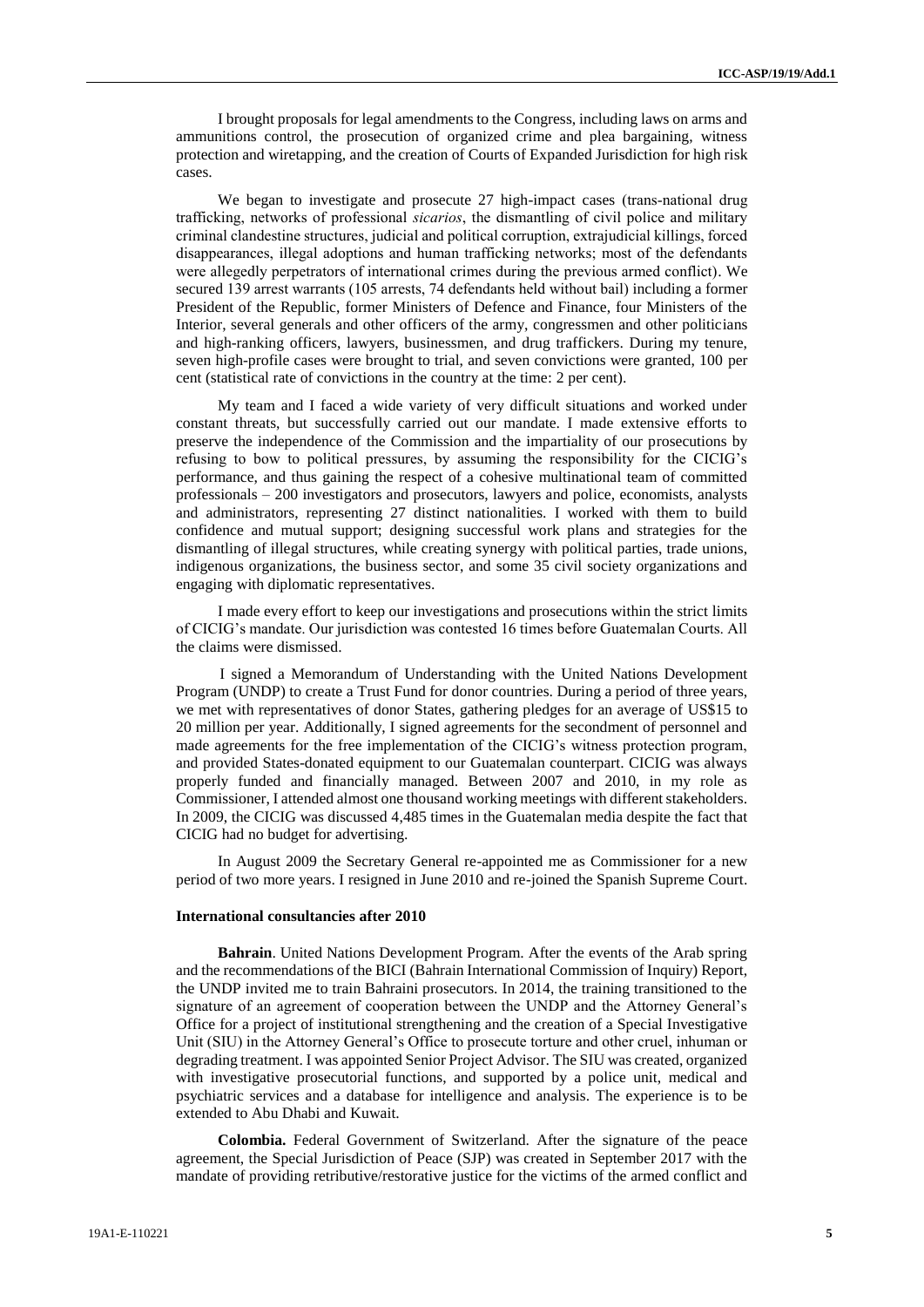I brought proposals for legal amendments to the Congress, including laws on arms and ammunitions control, the prosecution of organized crime and plea bargaining, witness protection and wiretapping, and the creation of Courts of Expanded Jurisdiction for high risk cases.

We began to investigate and prosecute 27 high-impact cases (trans-national drug trafficking, networks of professional *sicarios*, the dismantling of civil police and military criminal clandestine structures, judicial and political corruption, extrajudicial killings, forced disappearances, illegal adoptions and human trafficking networks; most of the defendants were allegedly perpetrators of international crimes during the previous armed conflict). We secured 139 arrest warrants (105 arrests, 74 defendants held without bail) including a former President of the Republic, former Ministers of Defence and Finance, four Ministers of the Interior, several generals and other officers of the army, congressmen and other politicians and high-ranking officers, lawyers, businessmen, and drug traffickers. During my tenure, seven high-profile cases were brought to trial, and seven convictions were granted, 100 per cent (statistical rate of convictions in the country at the time: 2 per cent).

My team and I faced a wide variety of very difficult situations and worked under constant threats, but successfully carried out our mandate. I made extensive efforts to preserve the independence of the Commission and the impartiality of our prosecutions by refusing to bow to political pressures, by assuming the responsibility for the CICIG's performance, and thus gaining the respect of a cohesive multinational team of committed professionals – 200 investigators and prosecutors, lawyers and police, economists, analysts and administrators, representing 27 distinct nationalities. I worked with them to build confidence and mutual support; designing successful work plans and strategies for the dismantling of illegal structures, while creating synergy with political parties, trade unions, indigenous organizations, the business sector, and some 35 civil society organizations and engaging with diplomatic representatives.

I made every effort to keep our investigations and prosecutions within the strict limits of CICIG's mandate. Our jurisdiction was contested 16 times before Guatemalan Courts. All the claims were dismissed.

I signed a Memorandum of Understanding with the United Nations Development Program (UNDP) to create a Trust Fund for donor countries. During a period of three years, we met with representatives of donor States, gathering pledges for an average of US$15 to 20 million per year. Additionally, I signed agreements for the secondment of personnel and made agreements for the free implementation of the CICIG's witness protection program, and provided States-donated equipment to our Guatemalan counterpart. CICIG was always properly funded and financially managed. Between 2007 and 2010, in my role as Commissioner, I attended almost one thousand working meetings with different stakeholders. In 2009, the CICIG was discussed 4,485 times in the Guatemalan media despite the fact that CICIG had no budget for advertising.

In August 2009 the Secretary General re-appointed me as Commissioner for a new period of two more years. I resigned in June 2010 and re-joined the Spanish Supreme Court.

#### International consultancies after 2010

**Bahrain**. United Nations Development Program. After the events of the Arab spring and the recommendations of the BICI (Bahrain International Commission of Inquiry) Report, the UNDP invited me to train Bahraini prosecutors. In 2014, the training transitioned to the signature of an agreement of cooperation between the UNDP and the Attorney General's Office for a project of institutional strengthening and the creation of a Special Investigative Unit (SIU) in the Attorney General's Office to prosecute torture and other cruel, inhuman or degrading treatment. I was appointed Senior Project Advisor. The SIU was created, organized with investigative prosecutorial functions, and supported by a police unit, medical and psychiatric services and a database for intelligence and analysis. The experience is to be extended to Abu Dhabi and Kuwait.

**Colombia.** Federal Government of Switzerland. After the signature of the peace agreement, the Special Jurisdiction of Peace (SJP) was created in September 2017 with the mandate of providing retributive/restorative justice for the victims of the armed conflict and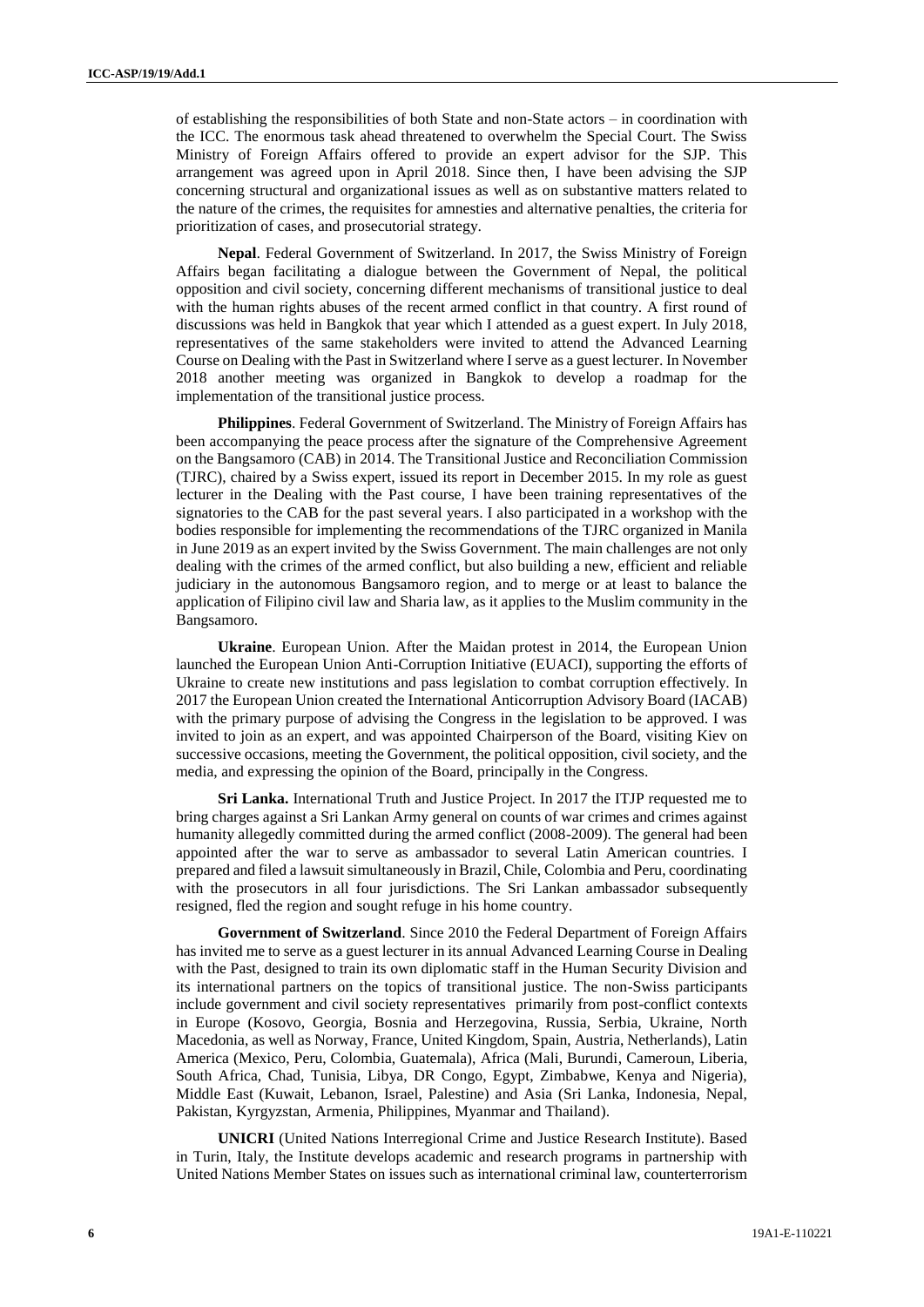of establishing the responsibilities of both State and non-State actors – in coordination with the ICC. The enormous task ahead threatened to overwhelm the Special Court. The Swiss Ministry of Foreign Affairs offered to provide an expert advisor for the SJP. This arrangement was agreed upon in April 2018. Since then, I have been advising the SJP concerning structural and organizational issues as well as on substantive matters related to the nature of the crimes, the requisites for amnesties and alternative penalties, the criteria for prioritization of cases, and prosecutorial strategy.

**Nepal**. Federal Government of Switzerland. In 2017, the Swiss Ministry of Foreign Affairs began facilitating a dialogue between the Government of Nepal, the political opposition and civil society, concerning different mechanisms of transitional justice to deal with the human rights abuses of the recent armed conflict in that country. A first round of discussions was held in Bangkok that year which I attended as a guest expert. In July 2018, representatives of the same stakeholders were invited to attend the Advanced Learning Course on Dealing with the Past in Switzerland where I serve as a guest lecturer. In November 2018 another meeting was organized in Bangkok to develop a roadmap for the implementation of the transitional justice process.

**Philippines**. Federal Government of Switzerland. The Ministry of Foreign Affairs has been accompanying the peace process after the signature of the Comprehensive Agreement on the Bangsamoro (CAB) in 2014. The Transitional Justice and Reconciliation Commission (TJRC), chaired by a Swiss expert, issued its report in December 2015. In my role as guest lecturer in the Dealing with the Past course, I have been training representatives of the signatories to the CAB for the past several years. I also participated in a workshop with the bodies responsible for implementing the recommendations of the TJRC organized in Manila in June 2019 as an expert invited by the Swiss Government. The main challenges are not only dealing with the crimes of the armed conflict, but also building a new, efficient and reliable judiciary in the autonomous Bangsamoro region, and to merge or at least to balance the application of Filipino civil law and Sharia law, as it applies to the Muslim community in the Bangsamoro.

**Ukraine**. European Union. After the Maidan protest in 2014, the European Union launched the European Union Anti-Corruption Initiative (EUACI), supporting the efforts of Ukraine to create new institutions and pass legislation to combat corruption effectively. In 2017 the European Union created the International Anticorruption Advisory Board (IACAB) with the primary purpose of advising the Congress in the legislation to be approved. I was invited to join as an expert, and was appointed Chairperson of the Board, visiting Kiev on successive occasions, meeting the Government, the political opposition, civil society, and the media, and expressing the opinion of the Board, principally in the Congress.

**Sri Lanka.** International Truth and Justice Project. In 2017 the ITJP requested me to bring charges against a Sri Lankan Army general on counts of war crimes and crimes against humanity allegedly committed during the armed conflict (2008-2009). The general had been appointed after the war to serve as ambassador to several Latin American countries. I prepared and filed a lawsuit simultaneously in Brazil, Chile, Colombia and Peru, coordinating with the prosecutors in all four jurisdictions. The Sri Lankan ambassador subsequently resigned, fled the region and sought refuge in his home country.

**Government of Switzerland**. Since 2010 the Federal Department of Foreign Affairs has invited me to serve as a guest lecturer in its annual Advanced Learning Course in Dealing with the Past, designed to train its own diplomatic staff in the Human Security Division and its international partners on the topics of transitional justice. The non-Swiss participants include government and civil society representatives primarily from post-conflict contexts in Europe (Kosovo, Georgia, Bosnia and Herzegovina, Russia, Serbia, Ukraine, North Macedonia, as well as Norway, France, United Kingdom, Spain, Austria, Netherlands), Latin America (Mexico, Peru, Colombia, Guatemala), Africa (Mali, Burundi, Cameroun, Liberia, South Africa, Chad, Tunisia, Libya, DR Congo, Egypt, Zimbabwe, Kenya and Nigeria), Middle East (Kuwait, Lebanon, Israel, Palestine) and Asia (Sri Lanka, Indonesia, Nepal, Pakistan, Kyrgyzstan, Armenia, Philippines, Myanmar and Thailand).

**UNICRI** (United Nations Interregional Crime and Justice Research Institute). Based in Turin, Italy, the Institute develops academic and research programs in partnership with United Nations Member States on issues such as international criminal law, counterterrorism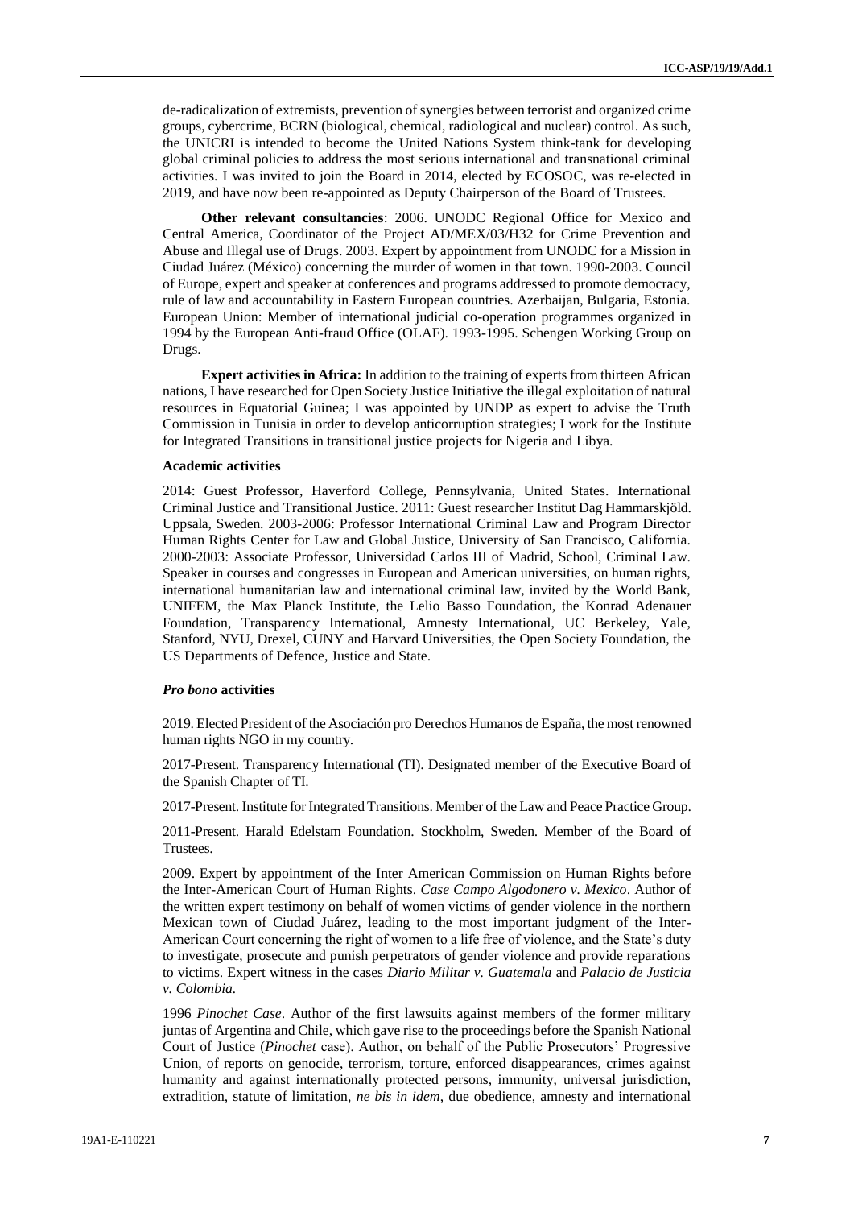de-radicalization of extremists, prevention of synergies between terrorist and organized crime groups, cybercrime, BCRN (biological, chemical, radiological and nuclear) control. As such, the UNICRI is intended to become the United Nations System think-tank for developing global criminal policies to address the most serious international and transnational criminal activities. I was invited to join the Board in 2014, elected by ECOSOC, was re-elected in 2019, and have now been re-appointed as Deputy Chairperson of the Board of Trustees.

**Other relevant consultancies**: 2006. UNODC Regional Office for Mexico and Central America, Coordinator of the Project AD/MEX/03/H32 for Crime Prevention and Abuse and Illegal use of Drugs. 2003. Expert by appointment from UNODC for a Mission in Ciudad Juárez (México) concerning the murder of women in that town. 1990-2003. Council of Europe, expert and speaker at conferences and programs addressed to promote democracy, rule of law and accountability in Eastern European countries. Azerbaijan, Bulgaria, Estonia. European Union: Member of international judicial co-operation programmes organized in 1994 by the European Anti-fraud Office (OLAF). 1993-1995. Schengen Working Group on Drugs.

**Expert activities in Africa:** In addition to the training of experts from thirteen African nations, I have researched for Open Society Justice Initiative the illegal exploitation of natural resources in Equatorial Guinea; I was appointed by UNDP as expert to advise the Truth Commission in Tunisia in order to develop anticorruption strategies; I work for the Institute for Integrated Transitions in transitional justice projects for Nigeria and Libya.

**Academic activities**

2014: Guest Professor, Haverford College, Pennsylvania, United States. International Criminal Justice and Transitional Justice. 2011: Guest researcher Institut Dag Hammarskjöld. Uppsala, Sweden. 2003-2006: Professor International Criminal Law and Program Director Human Rights Center for Law and Global Justice, University of San Francisco, California. 2000-2003: Associate Professor, Universidad Carlos III of Madrid, School, Criminal Law. Speaker in courses and congresses in European and American universities, on human rights, international humanitarian law and international criminal law, invited by the World Bank, UNIFEM, the Max Planck Institute, the Lelio Basso Foundation, the Konrad Adenauer Foundation, Transparency International, Amnesty International, UC Berkeley, Yale, Stanford, NYU, Drexel, CUNY and Harvard Universities, the Open Society Foundation, the US Departments of Defence, Justice and State.

***Pro bono* activities**

2019. Elected President of the Asociación pro Derechos Humanos de España, the most renowned human rights NGO in my country.

2017-Present. Transparency International (TI). Designated member of the Executive Board of the Spanish Chapter of TI.

2017-Present. Institute for Integrated Transitions. Member of the Law and Peace Practice Group.

2011-Present. Harald Edelstam Foundation. Stockholm, Sweden. Member of the Board of Trustees.

2009. Expert by appointment of the Inter American Commission on Human Rights before the Inter-American Court of Human Rights. *Case Campo Algodonero v. Mexico*. Author of the written expert testimony on behalf of women victims of gender violence in the northern Mexican town of Ciudad Juárez, leading to the most important judgment of the Inter-American Court concerning the right of women to a life free of violence, and the State's duty to investigate, prosecute and punish perpetrators of gender violence and provide reparations to victims. Expert witness in the cases *Diario Militar v. Guatemala* and *Palacio de Justicia v. Colombia.*

1996 *Pinochet Case*. Author of the first lawsuits against members of the former military juntas of Argentina and Chile, which gave rise to the proceedings before the Spanish National Court of Justice (*Pinochet* case). Author, on behalf of the Public Prosecutors' Progressive Union, of reports on genocide, terrorism, torture, enforced disappearances, crimes against humanity and against internationally protected persons, immunity, universal jurisdiction, extradition, statute of limitation, *ne bis in idem*, due obedience, amnesty and international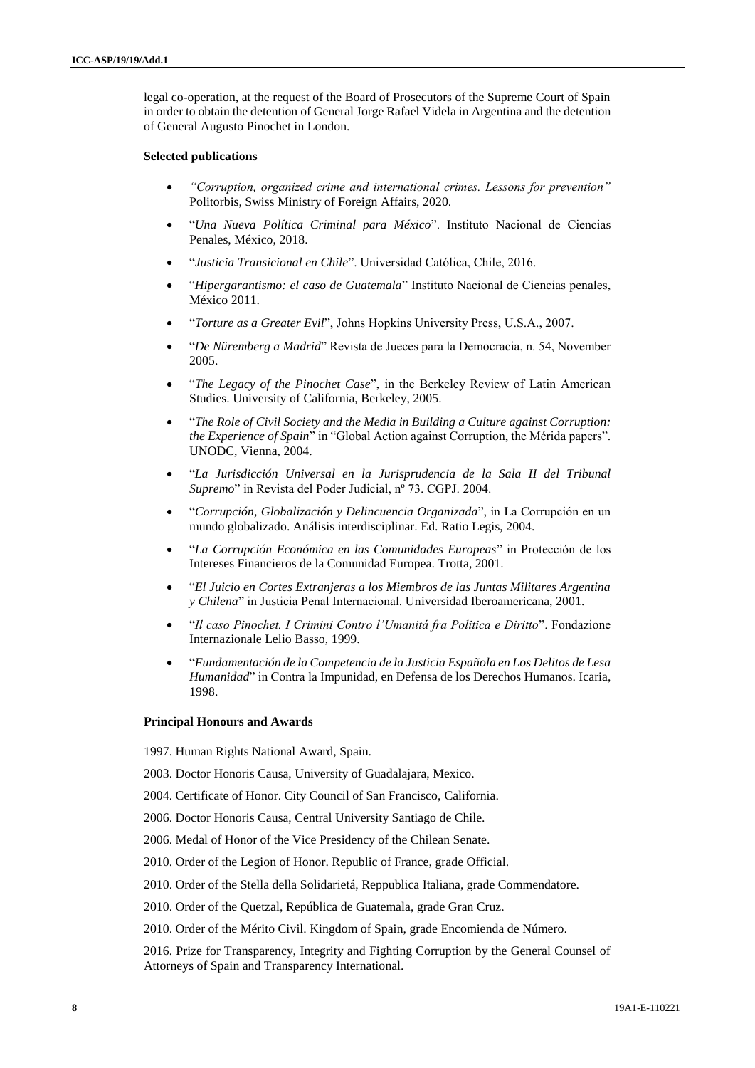legal co-operation, at the request of the Board of Prosecutors of the Supreme Court of Spain in order to obtain the detention of General Jorge Rafael Videla in Argentina and the detention of General Augusto Pinochet in London.

**Selected publications**

- *"Corruption, organized crime and international crimes. Lessons for prevention"* Politorbis, Swiss Ministry of Foreign Affairs, 2020.
- "*Una Nueva Política Criminal para México*". Instituto Nacional de Ciencias Penales, México, 2018.
- "*Justicia Transicional en Chile*". Universidad Católica, Chile, 2016.
- "*Hipergarantismo: el caso de Guatemala*" Instituto Nacional de Ciencias penales, México 2011.
- "*Torture as a Greater Evil*", Johns Hopkins University Press, U.S.A., 2007.
- "*De Nüremberg a Madrid*" Revista de Jueces para la Democracia, n. 54, November 2005.
- "*The Legacy of the Pinochet Case*", in the Berkeley Review of Latin American Studies. University of California, Berkeley, 2005.
- "*The Role of Civil Society and the Media in Building a Culture against Corruption: the Experience of Spain*" in "Global Action against Corruption, the Mérida papers". UNODC, Vienna, 2004.
- "*La Jurisdicción Universal en la Jurisprudencia de la Sala II del Tribunal Supremo*" in Revista del Poder Judicial, nº 73. CGPJ. 2004.
- "*Corrupción, Globalización y Delincuencia Organizada*", in La Corrupción en un mundo globalizado. Análisis interdisciplinar. Ed. Ratio Legis, 2004.
- "*La Corrupción Económica en las Comunidades Europeas*" in Protección de los Intereses Financieros de la Comunidad Europea. Trotta, 2001.
- "*El Juicio en Cortes Extranjeras a los Miembros de las Juntas Militares Argentina y Chilena*" in Justicia Penal Internacional. Universidad Iberoamericana, 2001.
- "*Il caso Pinochet. I Crimini Contro l'Umanitá fra Politica e Diritto*". Fondazione Internazionale Lelio Basso, 1999.
- "*Fundamentación de la Competencia de la Justicia Española en Los Delitos de Lesa Humanidad*" in Contra la Impunidad, en Defensa de los Derechos Humanos. Icaria, 1998.

**Principal Honours and Awards**

1997. Human Rights National Award, Spain.

2003. Doctor Honoris Causa, University of Guadalajara, Mexico.

2004. Certificate of Honor. City Council of San Francisco, California.

2006. Doctor Honoris Causa, Central University Santiago de Chile.

2006. Medal of Honor of the Vice Presidency of the Chilean Senate.

2010. Order of the Legion of Honor. Republic of France, grade Official.

2010. Order of the Stella della Solidarietá, Reppublica Italiana, grade Commendatore.

2010. Order of the Quetzal, República de Guatemala, grade Gran Cruz.

2010. Order of the Mérito Civil. Kingdom of Spain, grade Encomienda de Número.

2016. Prize for Transparency, Integrity and Fighting Corruption by the General Counsel of Attorneys of Spain and Transparency International.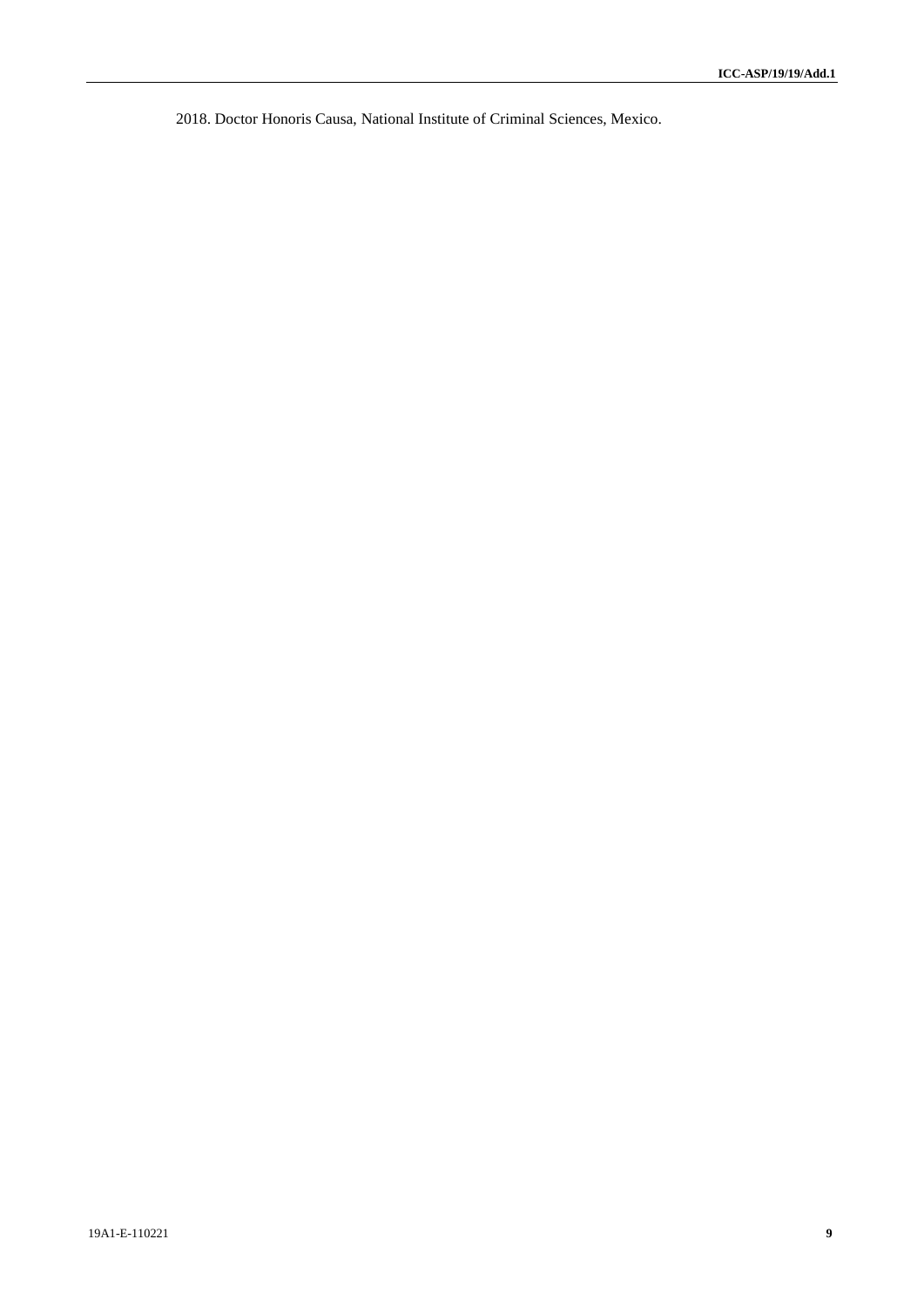2018. Doctor Honoris Causa, National Institute of Criminal Sciences, Mexico.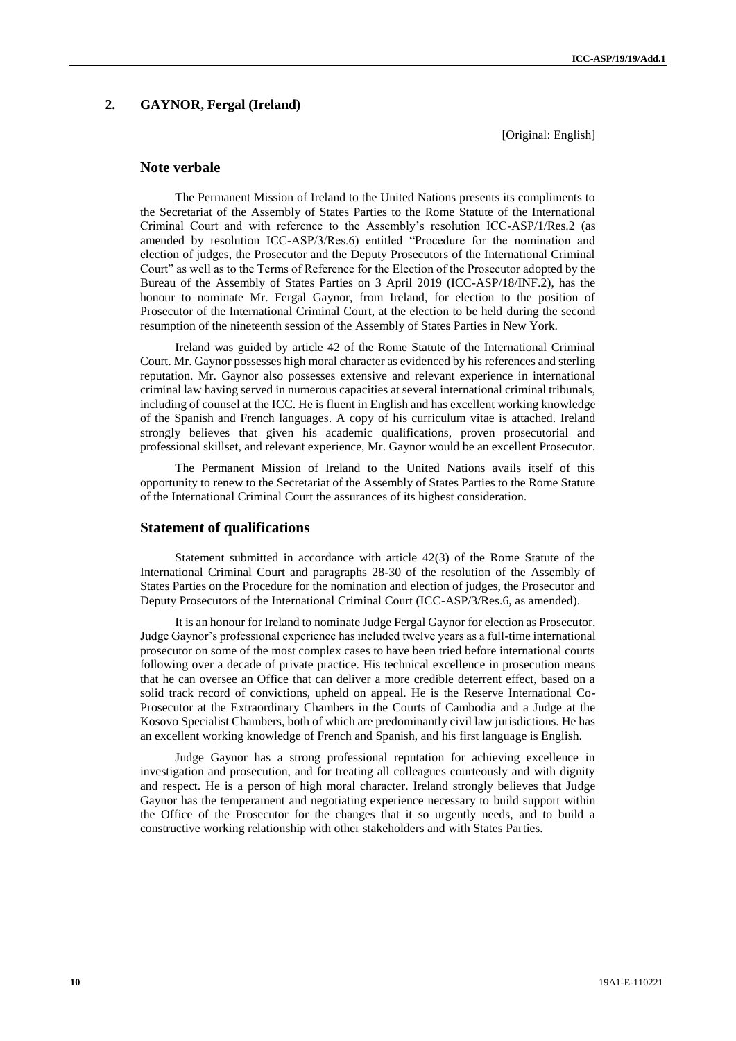## 2. GAYNOR, Fergal (Ireland)

[Original: English]

### Note verbale

The Permanent Mission of Ireland to the United Nations presents its compliments to the Secretariat of the Assembly of States Parties to the Rome Statute of the International Criminal Court and with reference to the Assembly's resolution ICC-ASP/1/Res.2 (as amended by resolution ICC-ASP/3/Res.6) entitled "Procedure for the nomination and election of judges, the Prosecutor and the Deputy Prosecutors of the International Criminal Court" as well as to the Terms of Reference for the Election of the Prosecutor adopted by the Bureau of the Assembly of States Parties on 3 April 2019 (ICC-ASP/18/INF.2), has the honour to nominate Mr. Fergal Gaynor, from Ireland, for election to the position of Prosecutor of the International Criminal Court, at the election to be held during the second resumption of the nineteenth session of the Assembly of States Parties in New York.

Ireland was guided by article 42 of the Rome Statute of the International Criminal Court. Mr. Gaynor possesses high moral character as evidenced by his references and sterling reputation. Mr. Gaynor also possesses extensive and relevant experience in international criminal law having served in numerous capacities at several international criminal tribunals, including of counsel at the ICC. He is fluent in English and has excellent working knowledge of the Spanish and French languages. A copy of his curriculum vitae is attached. Ireland strongly believes that given his academic qualifications, proven prosecutorial and professional skillset, and relevant experience, Mr. Gaynor would be an excellent Prosecutor.

The Permanent Mission of Ireland to the United Nations avails itself of this opportunity to renew to the Secretariat of the Assembly of States Parties to the Rome Statute of the International Criminal Court the assurances of its highest consideration.

### Statement of qualifications

Statement submitted in accordance with article 42(3) of the Rome Statute of the International Criminal Court and paragraphs 28-30 of the resolution of the Assembly of States Parties on the Procedure for the nomination and election of judges, the Prosecutor and Deputy Prosecutors of the International Criminal Court (ICC-ASP/3/Res.6, as amended).

It is an honour for Ireland to nominate Judge Fergal Gaynor for election as Prosecutor. Judge Gaynor's professional experience has included twelve years as a full-time international prosecutor on some of the most complex cases to have been tried before international courts following over a decade of private practice. His technical excellence in prosecution means that he can oversee an Office that can deliver a more credible deterrent effect, based on a solid track record of convictions, upheld on appeal. He is the Reserve International Co-Prosecutor at the Extraordinary Chambers in the Courts of Cambodia and a Judge at the Kosovo Specialist Chambers, both of which are predominantly civil law jurisdictions. He has an excellent working knowledge of French and Spanish, and his first language is English.

Judge Gaynor has a strong professional reputation for achieving excellence in investigation and prosecution, and for treating all colleagues courteously and with dignity and respect. He is a person of high moral character. Ireland strongly believes that Judge Gaynor has the temperament and negotiating experience necessary to build support within the Office of the Prosecutor for the changes that it so urgently needs, and to build a constructive working relationship with other stakeholders and with States Parties.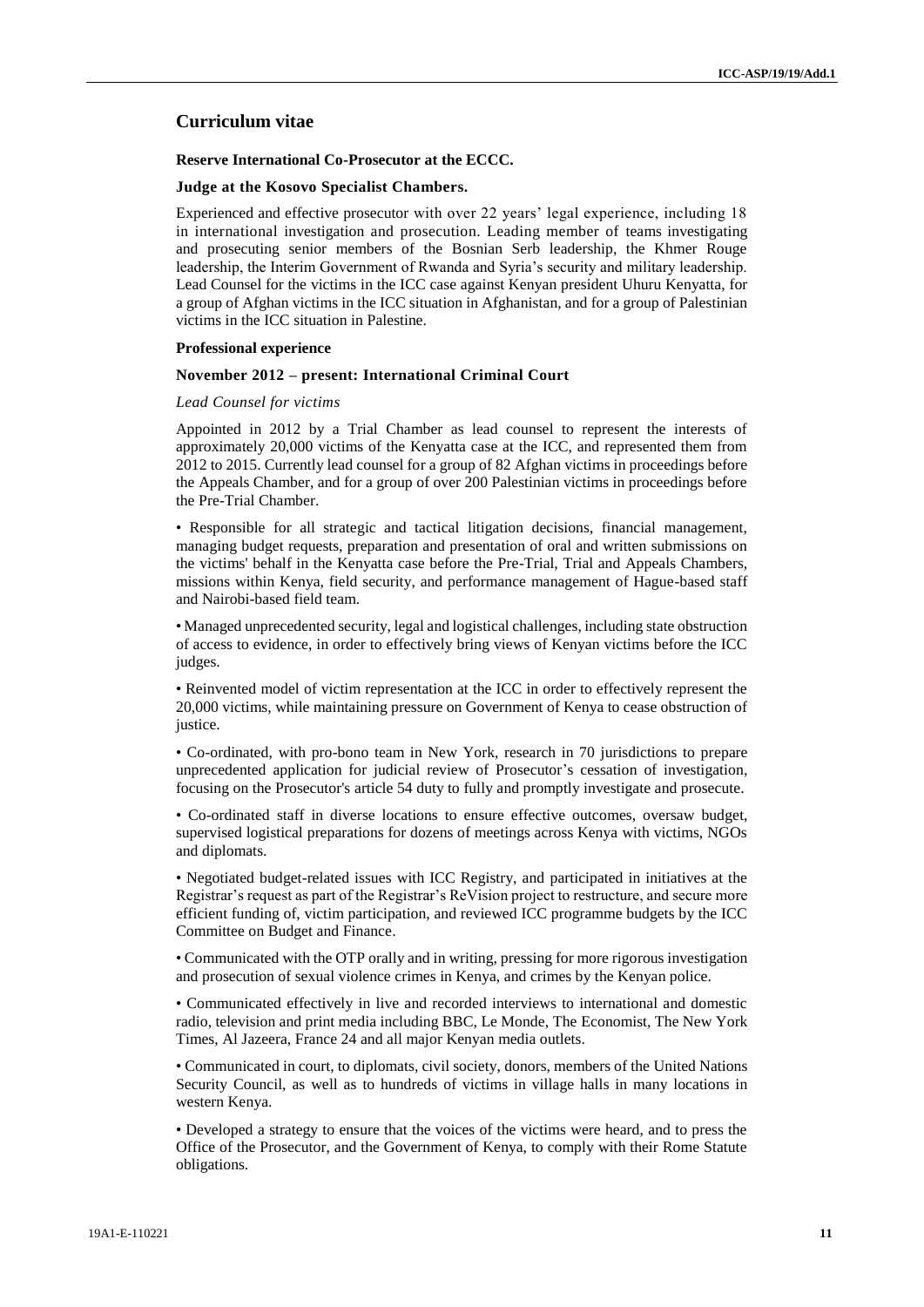## Curriculum vitae

**Reserve International Co-Prosecutor at the ECCC.**

**Judge at the Kosovo Specialist Chambers.**

Experienced and effective prosecutor with over 22 years' legal experience, including 18 in international investigation and prosecution. Leading member of teams investigating and prosecuting senior members of the Bosnian Serb leadership, the Khmer Rouge leadership, the Interim Government of Rwanda and Syria's security and military leadership. Lead Counsel for the victims in the ICC case against Kenyan president Uhuru Kenyatta, for a group of Afghan victims in the ICC situation in Afghanistan, and for a group of Palestinian victims in the ICC situation in Palestine.

**Professional experience**

**November 2012 – present: International Criminal Court**

*Lead Counsel for victims*

Appointed in 2012 by a Trial Chamber as lead counsel to represent the interests of approximately 20,000 victims of the Kenyatta case at the ICC, and represented them from 2012 to 2015. Currently lead counsel for a group of 82 Afghan victims in proceedings before the Appeals Chamber, and for a group of over 200 Palestinian victims in proceedings before the Pre-Trial Chamber.

- Responsible for all strategic and tactical litigation decisions, financial management, managing budget requests, preparation and presentation of oral and written submissions on the victims' behalf in the Kenyatta case before the Pre-Trial, Trial and Appeals Chambers, missions within Kenya, field security, and performance management of Hague-based staff and Nairobi-based field team.

- Managed unprecedented security, legal and logistical challenges, including state obstruction of access to evidence, in order to effectively bring views of Kenyan victims before the ICC judges.

- Reinvented model of victim representation at the ICC in order to effectively represent the 20,000 victims, while maintaining pressure on Government of Kenya to cease obstruction of justice.

- Co-ordinated, with pro-bono team in New York, research in 70 jurisdictions to prepare unprecedented application for judicial review of Prosecutor's cessation of investigation, focusing on the Prosecutor's article 54 duty to fully and promptly investigate and prosecute.

- Co-ordinated staff in diverse locations to ensure effective outcomes, oversaw budget, supervised logistical preparations for dozens of meetings across Kenya with victims, NGOs and diplomats.

- Negotiated budget-related issues with ICC Registry, and participated in initiatives at the Registrar's request as part of the Registrar's ReVision project to restructure, and secure more efficient funding of, victim participation, and reviewed ICC programme budgets by the ICC Committee on Budget and Finance.

- Communicated with the OTP orally and in writing, pressing for more rigorous investigation and prosecution of sexual violence crimes in Kenya, and crimes by the Kenyan police.

- Communicated effectively in live and recorded interviews to international and domestic radio, television and print media including BBC, Le Monde, The Economist, The New York Times, Al Jazeera, France 24 and all major Kenyan media outlets.

- Communicated in court, to diplomats, civil society, donors, members of the United Nations Security Council, as well as to hundreds of victims in village halls in many locations in western Kenya.

- Developed a strategy to ensure that the voices of the victims were heard, and to press the Office of the Prosecutor, and the Government of Kenya, to comply with their Rome Statute obligations.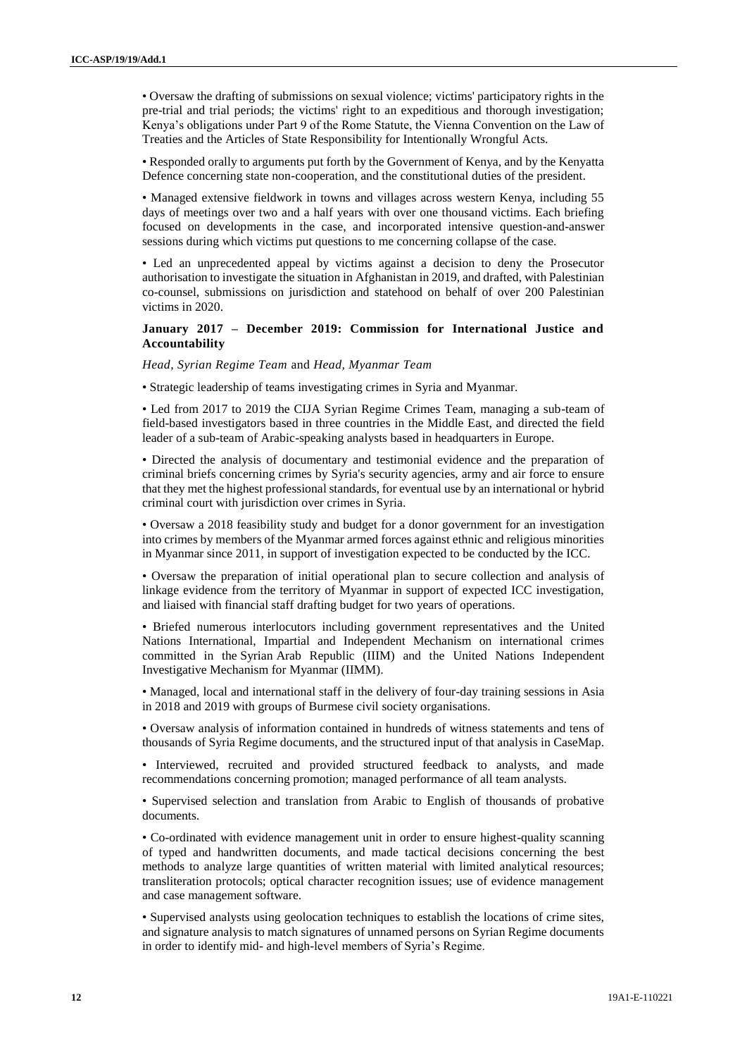• Oversaw the drafting of submissions on sexual violence; victims' participatory rights in the pre-trial and trial periods; the victims' right to an expeditious and thorough investigation; Kenya's obligations under Part 9 of the Rome Statute, the Vienna Convention on the Law of Treaties and the Articles of State Responsibility for Intentionally Wrongful Acts.

• Responded orally to arguments put forth by the Government of Kenya, and by the Kenyatta Defence concerning state non-cooperation, and the constitutional duties of the president.

• Managed extensive fieldwork in towns and villages across western Kenya, including 55 days of meetings over two and a half years with over one thousand victims. Each briefing focused on developments in the case, and incorporated intensive question-and-answer sessions during which victims put questions to me concerning collapse of the case.

• Led an unprecedented appeal by victims against a decision to deny the Prosecutor authorisation to investigate the situation in Afghanistan in 2019, and drafted, with Palestinian co-counsel, submissions on jurisdiction and statehood on behalf of over 200 Palestinian victims in 2020.

**January 2017 – December 2019: Commission for International Justice and Accountability**

*Head, Syrian Regime Team* and *Head, Myanmar Team*

• Strategic leadership of teams investigating crimes in Syria and Myanmar.

• Led from 2017 to 2019 the CIJA Syrian Regime Crimes Team, managing a sub-team of field-based investigators based in three countries in the Middle East, and directed the field leader of a sub-team of Arabic-speaking analysts based in headquarters in Europe.

• Directed the analysis of documentary and testimonial evidence and the preparation of criminal briefs concerning crimes by Syria's security agencies, army and air force to ensure that they met the highest professional standards, for eventual use by an international or hybrid criminal court with jurisdiction over crimes in Syria.

• Oversaw a 2018 feasibility study and budget for a donor government for an investigation into crimes by members of the Myanmar armed forces against ethnic and religious minorities in Myanmar since 2011, in support of investigation expected to be conducted by the ICC.

• Oversaw the preparation of initial operational plan to secure collection and analysis of linkage evidence from the territory of Myanmar in support of expected ICC investigation, and liaised with financial staff drafting budget for two years of operations.

• Briefed numerous interlocutors including government representatives and the United Nations International, Impartial and Independent Mechanism on international crimes committed in the Syrian Arab Republic (IIIM) and the United Nations Independent Investigative Mechanism for Myanmar (IIMM).

• Managed, local and international staff in the delivery of four-day training sessions in Asia in 2018 and 2019 with groups of Burmese civil society organisations.

• Oversaw analysis of information contained in hundreds of witness statements and tens of thousands of Syria Regime documents, and the structured input of that analysis in CaseMap.

• Interviewed, recruited and provided structured feedback to analysts, and made recommendations concerning promotion; managed performance of all team analysts.

• Supervised selection and translation from Arabic to English of thousands of probative documents.

• Co-ordinated with evidence management unit in order to ensure highest-quality scanning of typed and handwritten documents, and made tactical decisions concerning the best methods to analyze large quantities of written material with limited analytical resources; transliteration protocols; optical character recognition issues; use of evidence management and case management software.

• Supervised analysts using geolocation techniques to establish the locations of crime sites, and signature analysis to match signatures of unnamed persons on Syrian Regime documents in order to identify mid- and high-level members of Syria's Regime.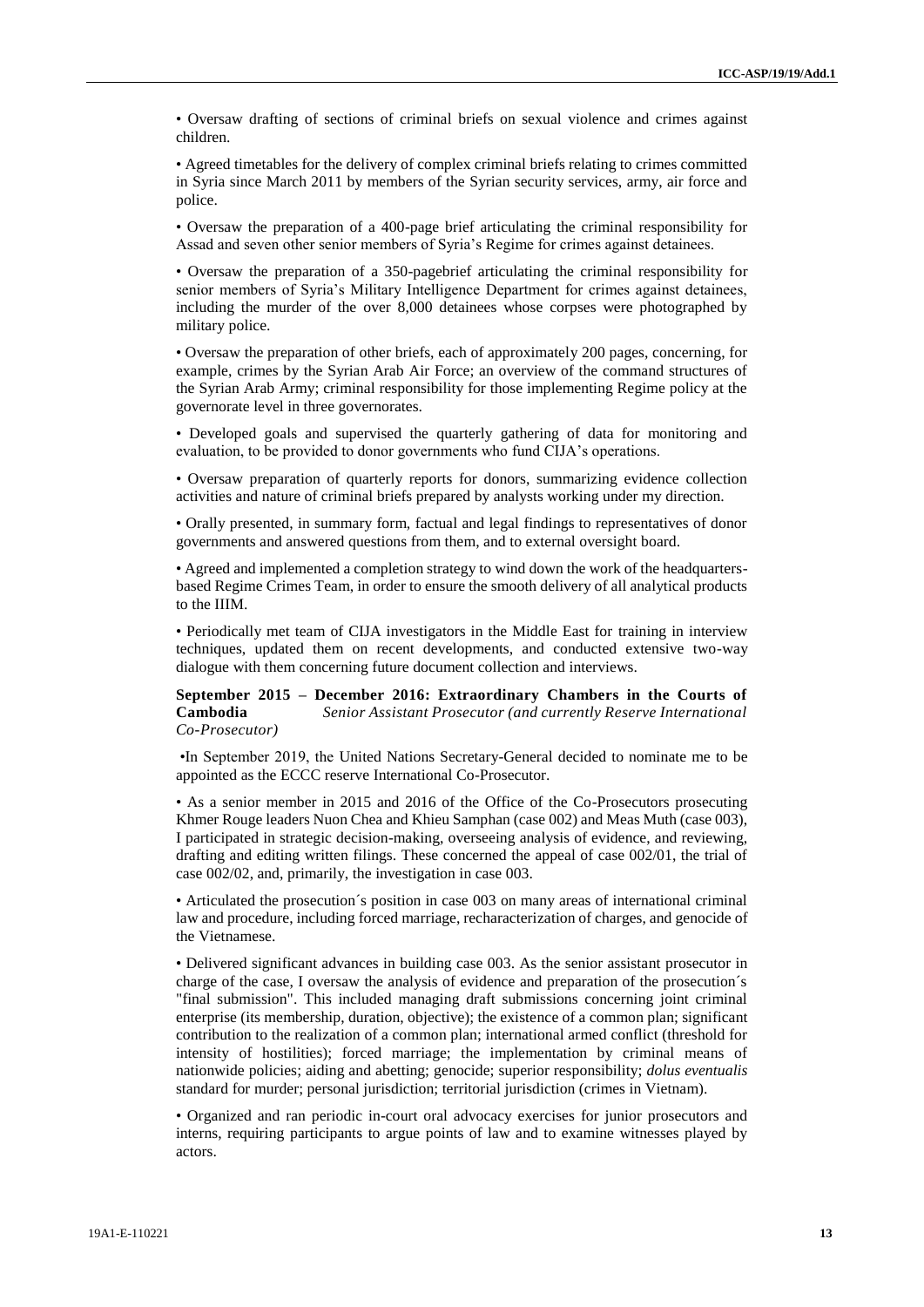• Oversaw drafting of sections of criminal briefs on sexual violence and crimes against children.

• Agreed timetables for the delivery of complex criminal briefs relating to crimes committed in Syria since March 2011 by members of the Syrian security services, army, air force and police.

• Oversaw the preparation of a 400-page brief articulating the criminal responsibility for Assad and seven other senior members of Syria's Regime for crimes against detainees.

• Oversaw the preparation of a 350-pagebrief articulating the criminal responsibility for senior members of Syria's Military Intelligence Department for crimes against detainees, including the murder of the over 8,000 detainees whose corpses were photographed by military police.

• Oversaw the preparation of other briefs, each of approximately 200 pages, concerning, for example, crimes by the Syrian Arab Air Force; an overview of the command structures of the Syrian Arab Army; criminal responsibility for those implementing Regime policy at the governorate level in three governorates.

• Developed goals and supervised the quarterly gathering of data for monitoring and evaluation, to be provided to donor governments who fund CIJA's operations.

• Oversaw preparation of quarterly reports for donors, summarizing evidence collection activities and nature of criminal briefs prepared by analysts working under my direction.

• Orally presented, in summary form, factual and legal findings to representatives of donor governments and answered questions from them, and to external oversight board.

• Agreed and implemented a completion strategy to wind down the work of the headquarters-based Regime Crimes Team, in order to ensure the smooth delivery of all analytical products to the IIIM.

• Periodically met team of CIJA investigators in the Middle East for training in interview techniques, updated them on recent developments, and conducted extensive two-way dialogue with them concerning future document collection and interviews.

**September 2015 – December 2016: Extraordinary Chambers in the Courts of Cambodia** *Senior Assistant Prosecutor (and currently Reserve International Co-Prosecutor)*

•In September 2019, the United Nations Secretary-General decided to nominate me to be appointed as the ECCC reserve International Co-Prosecutor.

• As a senior member in 2015 and 2016 of the Office of the Co-Prosecutors prosecuting Khmer Rouge leaders Nuon Chea and Khieu Samphan (case 002) and Meas Muth (case 003), I participated in strategic decision-making, overseeing analysis of evidence, and reviewing, drafting and editing written filings. These concerned the appeal of case 002/01, the trial of case 002/02, and, primarily, the investigation in case 003.

• Articulated the prosecution´s position in case 003 on many areas of international criminal law and procedure, including forced marriage, recharacterization of charges, and genocide of the Vietnamese.

• Delivered significant advances in building case 003. As the senior assistant prosecutor in charge of the case, I oversaw the analysis of evidence and preparation of the prosecution´s "final submission". This included managing draft submissions concerning joint criminal enterprise (its membership, duration, objective); the existence of a common plan; significant contribution to the realization of a common plan; international armed conflict (threshold for intensity of hostilities); forced marriage; the implementation by criminal means of nationwide policies; aiding and abetting; genocide; superior responsibility; *dolus eventualis* standard for murder; personal jurisdiction; territorial jurisdiction (crimes in Vietnam).

• Organized and ran periodic in-court oral advocacy exercises for junior prosecutors and interns, requiring participants to argue points of law and to examine witnesses played by actors.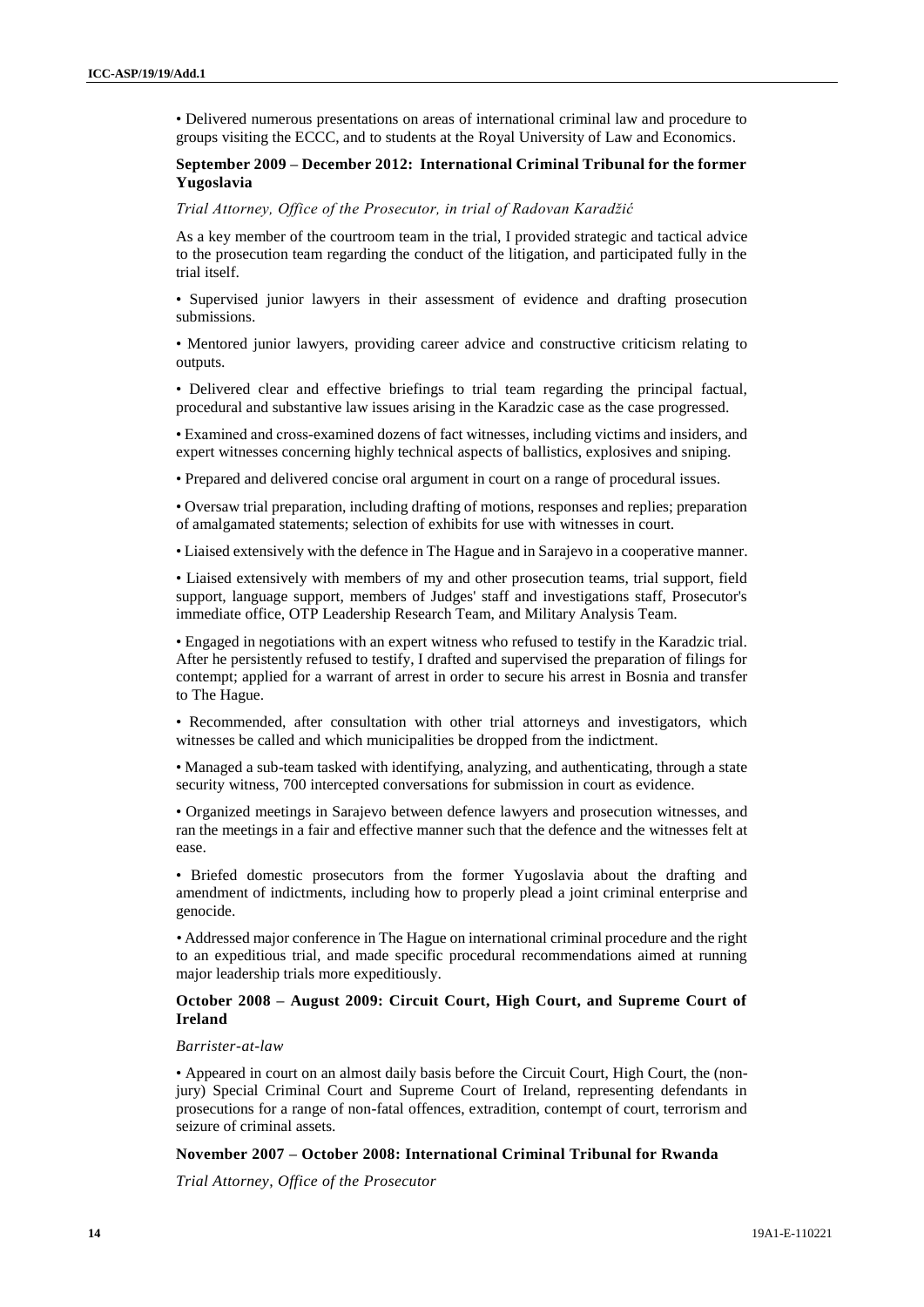• Delivered numerous presentations on areas of international criminal law and procedure to groups visiting the ECCC, and to students at the Royal University of Law and Economics.

**September 2009 – December 2012: International Criminal Tribunal for the former Yugoslavia**

*Trial Attorney, Office of the Prosecutor, in trial of Radovan Karadžić*

As a key member of the courtroom team in the trial, I provided strategic and tactical advice to the prosecution team regarding the conduct of the litigation, and participated fully in the trial itself.

• Supervised junior lawyers in their assessment of evidence and drafting prosecution submissions.

• Mentored junior lawyers, providing career advice and constructive criticism relating to outputs.

• Delivered clear and effective briefings to trial team regarding the principal factual, procedural and substantive law issues arising in the Karadzic case as the case progressed.

• Examined and cross-examined dozens of fact witnesses, including victims and insiders, and expert witnesses concerning highly technical aspects of ballistics, explosives and sniping.

• Prepared and delivered concise oral argument in court on a range of procedural issues.

• Oversaw trial preparation, including drafting of motions, responses and replies; preparation of amalgamated statements; selection of exhibits for use with witnesses in court.

• Liaised extensively with the defence in The Hague and in Sarajevo in a cooperative manner.

• Liaised extensively with members of my and other prosecution teams, trial support, field support, language support, members of Judges' staff and investigations staff, Prosecutor's immediate office, OTP Leadership Research Team, and Military Analysis Team.

• Engaged in negotiations with an expert witness who refused to testify in the Karadzic trial. After he persistently refused to testify, I drafted and supervised the preparation of filings for contempt; applied for a warrant of arrest in order to secure his arrest in Bosnia and transfer to The Hague.

• Recommended, after consultation with other trial attorneys and investigators, which witnesses be called and which municipalities be dropped from the indictment.

• Managed a sub-team tasked with identifying, analyzing, and authenticating, through a state security witness, 700 intercepted conversations for submission in court as evidence.

• Organized meetings in Sarajevo between defence lawyers and prosecution witnesses, and ran the meetings in a fair and effective manner such that the defence and the witnesses felt at ease.

• Briefed domestic prosecutors from the former Yugoslavia about the drafting and amendment of indictments, including how to properly plead a joint criminal enterprise and genocide.

• Addressed major conference in The Hague on international criminal procedure and the right to an expeditious trial, and made specific procedural recommendations aimed at running major leadership trials more expeditiously.

**October 2008 – August 2009: Circuit Court, High Court, and Supreme Court of Ireland**

*Barrister-at-law*

• Appeared in court on an almost daily basis before the Circuit Court, High Court, the (non-jury) Special Criminal Court and Supreme Court of Ireland, representing defendants in prosecutions for a range of non-fatal offences, extradition, contempt of court, terrorism and seizure of criminal assets.

**November 2007 – October 2008: International Criminal Tribunal for Rwanda**

*Trial Attorney, Office of the Prosecutor*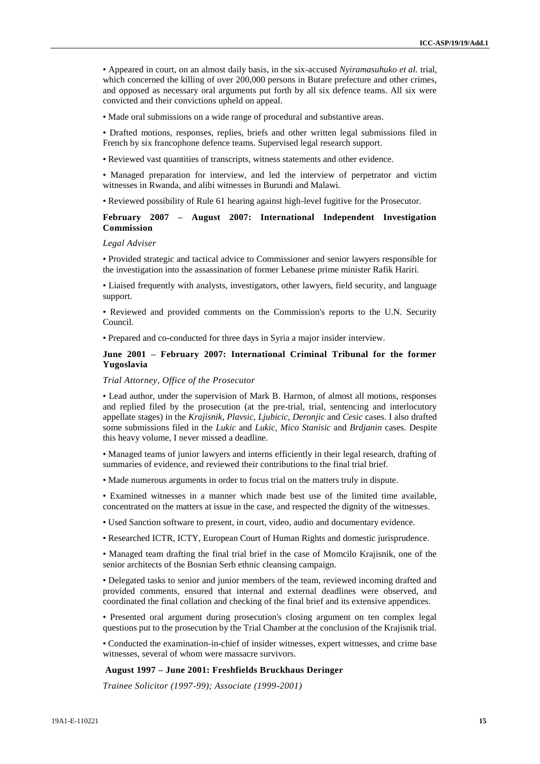• Appeared in court, on an almost daily basis, in the six-accused *Nyiramasuhuko et al.* trial, which concerned the killing of over 200,000 persons in Butare prefecture and other crimes, and opposed as necessary oral arguments put forth by all six defence teams. All six were convicted and their convictions upheld on appeal.

• Made oral submissions on a wide range of procedural and substantive areas.

• Drafted motions, responses, replies, briefs and other written legal submissions filed in French by six francophone defence teams. Supervised legal research support.

• Reviewed vast quantities of transcripts, witness statements and other evidence.

• Managed preparation for interview, and led the interview of perpetrator and victim witnesses in Rwanda, and alibi witnesses in Burundi and Malawi.

• Reviewed possibility of Rule 61 hearing against high-level fugitive for the Prosecutor.

**February 2007 – August 2007: International Independent Investigation Commission**

*Legal Adviser*

• Provided strategic and tactical advice to Commissioner and senior lawyers responsible for the investigation into the assassination of former Lebanese prime minister Rafik Hariri.

• Liaised frequently with analysts, investigators, other lawyers, field security, and language support.

• Reviewed and provided comments on the Commission's reports to the U.N. Security Council.

• Prepared and co-conducted for three days in Syria a major insider interview.

**June 2001 – February 2007: International Criminal Tribunal for the former Yugoslavia**

*Trial Attorney, Office of the Prosecutor*

• Lead author, under the supervision of Mark B. Harmon, of almost all motions, responses and replied filed by the prosecution (at the pre-trial, trial, sentencing and interlocutory appellate stages) in the *Krajisnik*, *Plavsic*, *Ljubicic*, *Deronjic* and *Cesic* cases. I also drafted some submissions filed in the *Lukic* and *Lukic*, *Mico Stanisic* and *Brdjanin* cases. Despite this heavy volume, I never missed a deadline.

• Managed teams of junior lawyers and interns efficiently in their legal research, drafting of summaries of evidence, and reviewed their contributions to the final trial brief.

• Made numerous arguments in order to focus trial on the matters truly in dispute.

• Examined witnesses in a manner which made best use of the limited time available, concentrated on the matters at issue in the case, and respected the dignity of the witnesses.

• Used Sanction software to present, in court, video, audio and documentary evidence.

• Researched ICTR, ICTY, European Court of Human Rights and domestic jurisprudence.

• Managed team drafting the final trial brief in the case of Momcilo Krajisnik, one of the senior architects of the Bosnian Serb ethnic cleansing campaign.

• Delegated tasks to senior and junior members of the team, reviewed incoming drafted and provided comments, ensured that internal and external deadlines were observed, and coordinated the final collation and checking of the final brief and its extensive appendices.

• Presented oral argument during prosecution's closing argument on ten complex legal questions put to the prosecution by the Trial Chamber at the conclusion of the Krajisnik trial.

• Conducted the examination-in-chief of insider witnesses, expert witnesses, and crime base witnesses, several of whom were massacre survivors.

**August 1997 – June 2001: Freshfields Bruckhaus Deringer**

*Trainee Solicitor (1997-99); Associate (1999-2001)*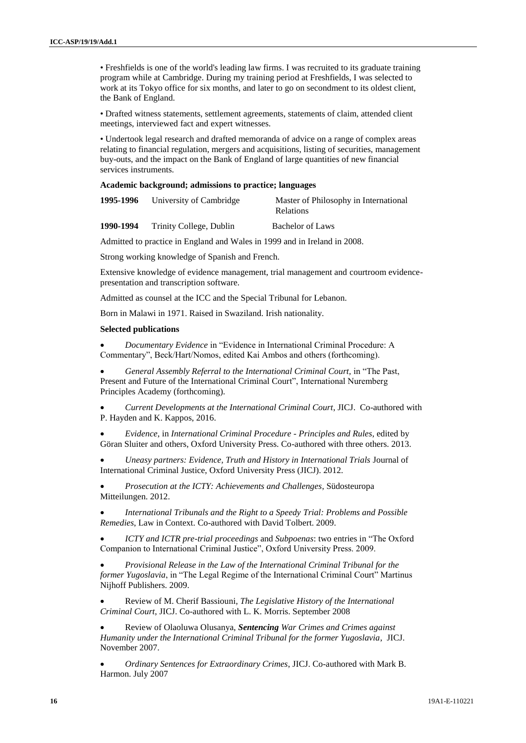• Freshfields is one of the world's leading law firms. I was recruited to its graduate training program while at Cambridge. During my training period at Freshfields, I was selected to work at its Tokyo office for six months, and later to go on secondment to its oldest client, the Bank of England.

• Drafted witness statements, settlement agreements, statements of claim, attended client meetings, interviewed fact and expert witnesses.

• Undertook legal research and drafted memoranda of advice on a range of complex areas relating to financial regulation, mergers and acquisitions, listing of securities, management buy-outs, and the impact on the Bank of England of large quantities of new financial services instruments.

**Academic background; admissions to practice; languages**

| | | |
|---|---|---|
| **1995-1996** | University of Cambridge | Master of Philosophy in International Relations |
| **1990-1994** | Trinity College, Dublin | Bachelor of Laws |

Admitted to practice in England and Wales in 1999 and in Ireland in 2008.

Strong working knowledge of Spanish and French.

Extensive knowledge of evidence management, trial management and courtroom evidence-presentation and transcription software.

Admitted as counsel at the ICC and the Special Tribunal for Lebanon.

Born in Malawi in 1971. Raised in Swaziland. Irish nationality.

**Selected publications**

- *Documentary Evidence* in "Evidence in International Criminal Procedure: A Commentary", Beck/Hart/Nomos, edited Kai Ambos and others (forthcoming).
- *General Assembly Referral to the International Criminal Court,* in "The Past, Present and Future of the International Criminal Court", International Nuremberg Principles Academy (forthcoming).
- *Current Developments at the International Criminal Court*, JICJ. Co-authored with P. Hayden and K. Kappos, 2016.
- *Evidence*, in *International Criminal Procedure - Principles and Rules*, edited by Göran Sluiter and others, Oxford University Press. Co-authored with three others. 2013.
- *Uneasy partners: Evidence, Truth and History in International Trials* Journal of International Criminal Justice, Oxford University Press (JICJ). 2012.
- *Prosecution at the ICTY: Achievements and Challenges*, Südosteuropa Mitteilungen. 2012.
- *International Tribunals and the Right to a Speedy Trial: Problems and Possible Remedies*, Law in Context. Co-authored with David Tolbert. 2009.
- *ICTY and ICTR pre-trial proceedings* and *Subpoenas*: two entries in "The Oxford Companion to International Criminal Justice", Oxford University Press. 2009.
- *Provisional Release in the Law of the International Criminal Tribunal for the former Yugoslavia*, in "The Legal Regime of the International Criminal Court" Martinus Nijhoff Publishers. 2009.
- Review of M. Cherif Bassiouni, *The Legislative History of the International Criminal Court*, JICJ. Co-authored with L. K. Morris. September 2008
- Review of Olaoluwa Olusanya, ***Sentencing*** *War Crimes and Crimes against Humanity under the International Criminal Tribunal for the former Yugoslavia*, JICJ. November 2007.
- *Ordinary Sentences for Extraordinary Crimes*, JICJ. Co-authored with Mark B. Harmon. July 2007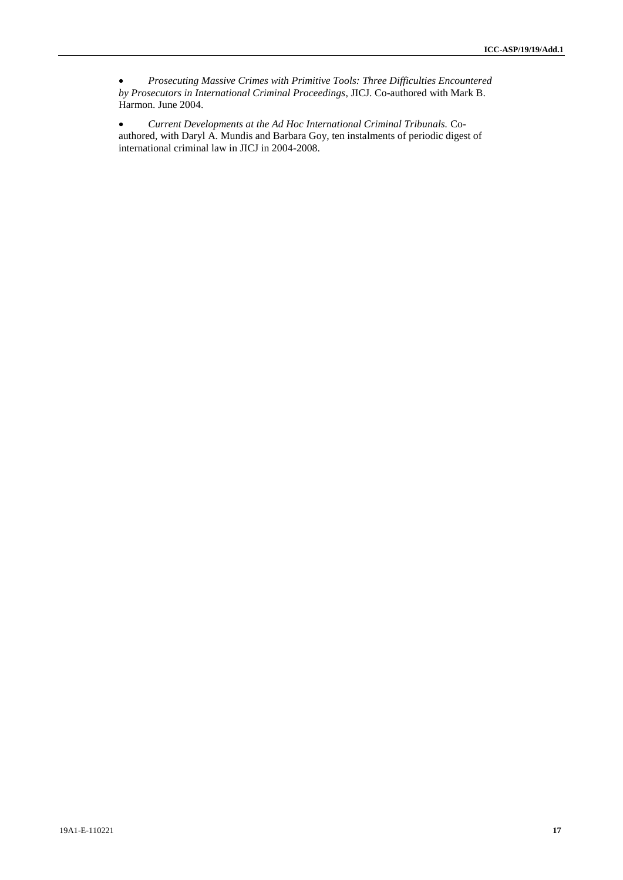- *Prosecuting Massive Crimes with Primitive Tools: Three Difficulties Encountered by Prosecutors in International Criminal Proceedings*, JICJ. Co-authored with Mark B. Harmon. June 2004.

- *Current Developments at the Ad Hoc International Criminal Tribunals.* Co-authored, with Daryl A. Mundis and Barbara Goy, ten instalments of periodic digest of international criminal law in JICJ in 2004-2008.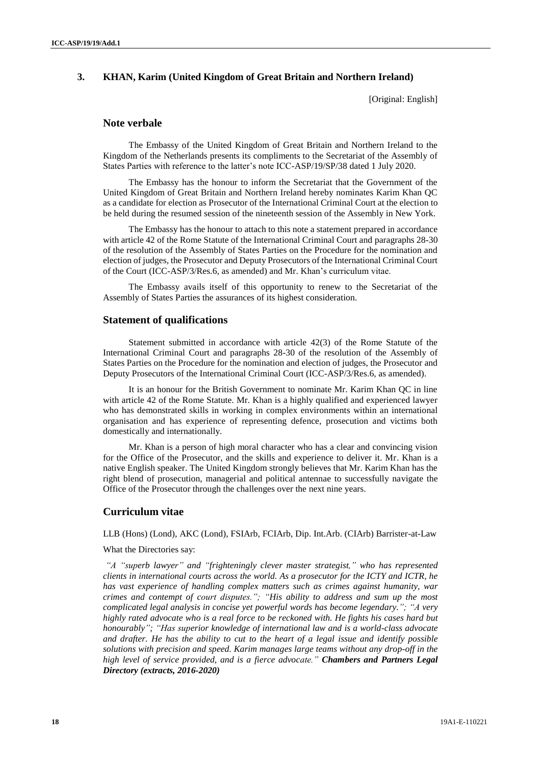## 3. KHAN, Karim (United Kingdom of Great Britain and Northern Ireland)

[Original: English]

### Note verbale

The Embassy of the United Kingdom of Great Britain and Northern Ireland to the Kingdom of the Netherlands presents its compliments to the Secretariat of the Assembly of States Parties with reference to the latter's note ICC-ASP/19/SP/38 dated 1 July 2020.

The Embassy has the honour to inform the Secretariat that the Government of the United Kingdom of Great Britain and Northern Ireland hereby nominates Karim Khan QC as a candidate for election as Prosecutor of the International Criminal Court at the election to be held during the resumed session of the nineteenth session of the Assembly in New York.

The Embassy has the honour to attach to this note a statement prepared in accordance with article 42 of the Rome Statute of the International Criminal Court and paragraphs 28-30 of the resolution of the Assembly of States Parties on the Procedure for the nomination and election of judges, the Prosecutor and Deputy Prosecutors of the International Criminal Court of the Court (ICC-ASP/3/Res.6, as amended) and Mr. Khan's curriculum vitae.

The Embassy avails itself of this opportunity to renew to the Secretariat of the Assembly of States Parties the assurances of its highest consideration.

### Statement of qualifications

Statement submitted in accordance with article 42(3) of the Rome Statute of the International Criminal Court and paragraphs 28-30 of the resolution of the Assembly of States Parties on the Procedure for the nomination and election of judges, the Prosecutor and Deputy Prosecutors of the International Criminal Court (ICC-ASP/3/Res.6, as amended).

It is an honour for the British Government to nominate Mr. Karim Khan QC in line with article 42 of the Rome Statute. Mr. Khan is a highly qualified and experienced lawyer who has demonstrated skills in working in complex environments within an international organisation and has experience of representing defence, prosecution and victims both domestically and internationally.

Mr. Khan is a person of high moral character who has a clear and convincing vision for the Office of the Prosecutor, and the skills and experience to deliver it. Mr. Khan is a native English speaker. The United Kingdom strongly believes that Mr. Karim Khan has the right blend of prosecution, managerial and political antennae to successfully navigate the Office of the Prosecutor through the challenges over the next nine years.

### Curriculum vitae

LLB (Hons) (Lond), AKC (Lond), FSIArb, FCIArb, Dip. Int.Arb. (CIArb) Barrister-at-Law

What the Directories say:

*"A "superb lawyer" and "frighteningly clever master strategist," who has represented clients in international courts across the world. As a prosecutor for the ICTY and ICTR, he has vast experience of handling complex matters such as crimes against humanity, war crimes and contempt of court disputes."; "His ability to address and sum up the most complicated legal analysis in concise yet powerful words has become legendary."; "A very highly rated advocate who is a real force to be reckoned with. He fights his cases hard but honourably"; "Has superior knowledge of international law and is a world-class advocate and drafter. He has the ability to cut to the heart of a legal issue and identify possible solutions with precision and speed. Karim manages large teams without any drop-off in the high level of service provided, and is a fierce advocate."* ***Chambers and Partners Legal Directory (extracts, 2016-2020)***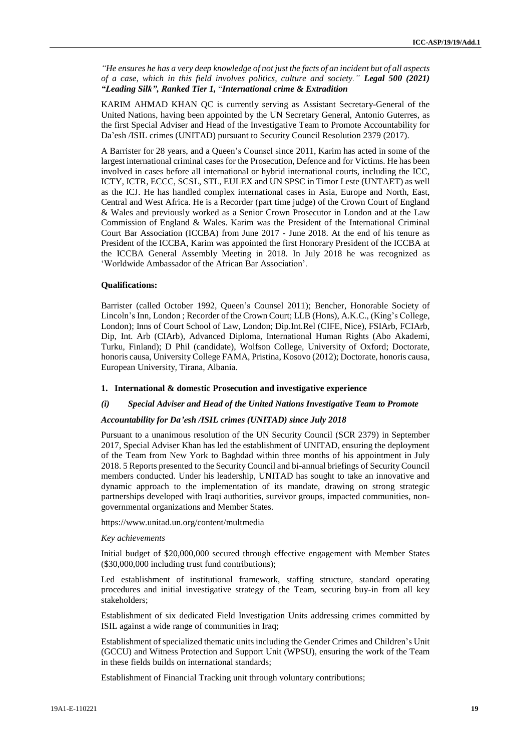*"He ensures he has a very deep knowledge of not just the facts of an incident but of all aspects of a case, which in this field involves politics, culture and society." **Legal 500 (2021) "Leading Silk", Ranked Tier 1,** "**International crime & Extradition***

KARIM AHMAD KHAN QC is currently serving as Assistant Secretary-General of the United Nations, having been appointed by the UN Secretary General, Antonio Guterres, as the first Special Adviser and Head of the Investigative Team to Promote Accountability for Da'esh /ISIL crimes (UNITAD) pursuant to Security Council Resolution 2379 (2017).

A Barrister for 28 years, and a Queen's Counsel since 2011, Karim has acted in some of the largest international criminal cases for the Prosecution, Defence and for Victims. He has been involved in cases before all international or hybrid international courts, including the ICC, ICTY, ICTR, ECCC, SCSL, STL, EULEX and UN SPSC in Timor Leste (UNTAET) as well as the ICJ. He has handled complex international cases in Asia, Europe and North, East, Central and West Africa. He is a Recorder (part time judge) of the Crown Court of England & Wales and previously worked as a Senior Crown Prosecutor in London and at the Law Commission of England & Wales. Karim was the President of the International Criminal Court Bar Association (ICCBA) from June 2017 - June 2018. At the end of his tenure as President of the ICCBA, Karim was appointed the first Honorary President of the ICCBA at the ICCBA General Assembly Meeting in 2018. In July 2018 he was recognized as 'Worldwide Ambassador of the African Bar Association'.

**Qualifications:**

Barrister (called October 1992, Queen's Counsel 2011); Bencher, Honorable Society of Lincoln's Inn, London ; Recorder of the Crown Court; LLB (Hons), A.K.C., (King's College, London); Inns of Court School of Law, London; Dip.Int.Rel (CIFE, Nice), FSIArb, FCIArb, Dip, Int. Arb (CIArb), Advanced Diploma, International Human Rights (Abo Akademi, Turku, Finland); D Phil (candidate), Wolfson College, University of Oxford; Doctorate, honoris causa, University College FAMA, Pristina, Kosovo (2012); Doctorate, honoris causa, European University, Tirana, Albania.

### 1. International & domestic Prosecution and investigative experience

#### *(i) Special Adviser and Head of the United Nations Investigative Team to Promote Accountability for Da'esh /ISIL crimes (UNITAD) since July 2018*

Pursuant to a unanimous resolution of the UN Security Council (SCR 2379) in September 2017, Special Adviser Khan has led the establishment of UNITAD, ensuring the deployment of the Team from New York to Baghdad within three months of his appointment in July 2018. 5 Reports presented to the Security Council and bi-annual briefings of Security Council members conducted. Under his leadership, UNITAD has sought to take an innovative and dynamic approach to the implementation of its mandate, drawing on strong strategic partnerships developed with Iraqi authorities, survivor groups, impacted communities, non-governmental organizations and Member States.

https://www.unitad.un.org/content/multmedia

*Key achievements*

Initial budget of $20,000,000 secured through effective engagement with Member States ($30,000,000 including trust fund contributions);

Led establishment of institutional framework, staffing structure, standard operating procedures and initial investigative strategy of the Team, securing buy-in from all key stakeholders;

Establishment of six dedicated Field Investigation Units addressing crimes committed by ISIL against a wide range of communities in Iraq;

Establishment of specialized thematic units including the Gender Crimes and Children's Unit (GCCU) and Witness Protection and Support Unit (WPSU), ensuring the work of the Team in these fields builds on international standards;

Establishment of Financial Tracking unit through voluntary contributions;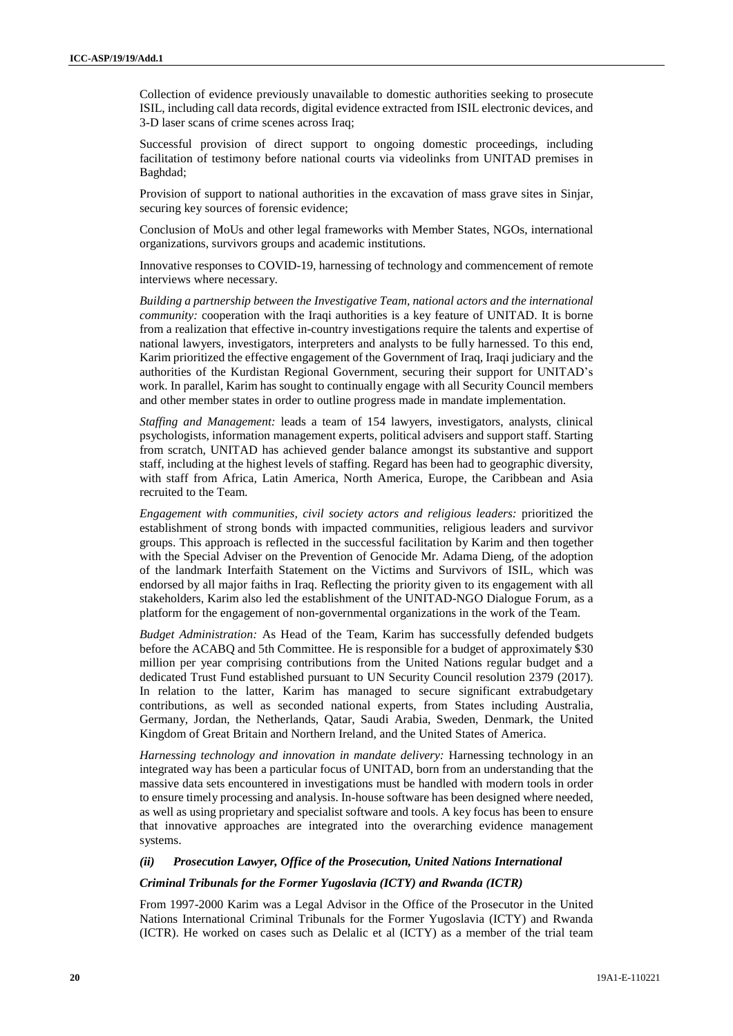Collection of evidence previously unavailable to domestic authorities seeking to prosecute ISIL, including call data records, digital evidence extracted from ISIL electronic devices, and 3-D laser scans of crime scenes across Iraq;

Successful provision of direct support to ongoing domestic proceedings, including facilitation of testimony before national courts via videolinks from UNITAD premises in Baghdad;

Provision of support to national authorities in the excavation of mass grave sites in Sinjar, securing key sources of forensic evidence;

Conclusion of MoUs and other legal frameworks with Member States, NGOs, international organizations, survivors groups and academic institutions.

Innovative responses to COVID-19, harnessing of technology and commencement of remote interviews where necessary.

*Building a partnership between the Investigative Team, national actors and the international community:* cooperation with the Iraqi authorities is a key feature of UNITAD. It is borne from a realization that effective in-country investigations require the talents and expertise of national lawyers, investigators, interpreters and analysts to be fully harnessed. To this end, Karim prioritized the effective engagement of the Government of Iraq, Iraqi judiciary and the authorities of the Kurdistan Regional Government, securing their support for UNITAD's work. In parallel, Karim has sought to continually engage with all Security Council members and other member states in order to outline progress made in mandate implementation.

*Staffing and Management:* leads a team of 154 lawyers, investigators, analysts, clinical psychologists, information management experts, political advisers and support staff. Starting from scratch, UNITAD has achieved gender balance amongst its substantive and support staff, including at the highest levels of staffing. Regard has been had to geographic diversity, with staff from Africa, Latin America, North America, Europe, the Caribbean and Asia recruited to the Team.

*Engagement with communities, civil society actors and religious leaders:* prioritized the establishment of strong bonds with impacted communities, religious leaders and survivor groups. This approach is reflected in the successful facilitation by Karim and then together with the Special Adviser on the Prevention of Genocide Mr. Adama Dieng, of the adoption of the landmark Interfaith Statement on the Victims and Survivors of ISIL, which was endorsed by all major faiths in Iraq. Reflecting the priority given to its engagement with all stakeholders, Karim also led the establishment of the UNITAD-NGO Dialogue Forum, as a platform for the engagement of non-governmental organizations in the work of the Team.

*Budget Administration:* As Head of the Team, Karim has successfully defended budgets before the ACABQ and 5th Committee. He is responsible for a budget of approximately $30 million per year comprising contributions from the United Nations regular budget and a dedicated Trust Fund established pursuant to UN Security Council resolution 2379 (2017). In relation to the latter, Karim has managed to secure significant extrabudgetary contributions, as well as seconded national experts, from States including Australia, Germany, Jordan, the Netherlands, Qatar, Saudi Arabia, Sweden, Denmark, the United Kingdom of Great Britain and Northern Ireland, and the United States of America.

*Harnessing technology and innovation in mandate delivery:* Harnessing technology in an integrated way has been a particular focus of UNITAD, born from an understanding that the massive data sets encountered in investigations must be handled with modern tools in order to ensure timely processing and analysis. In-house software has been designed where needed, as well as using proprietary and specialist software and tools. A key focus has been to ensure that innovative approaches are integrated into the overarching evidence management systems.

#### *(ii) Prosecution Lawyer, Office of the Prosecution, United Nations International Criminal Tribunals for the Former Yugoslavia (ICTY) and Rwanda (ICTR)*

From 1997-2000 Karim was a Legal Advisor in the Office of the Prosecutor in the United Nations International Criminal Tribunals for the Former Yugoslavia (ICTY) and Rwanda (ICTR). He worked on cases such as Delalic et al (ICTY) as a member of the trial team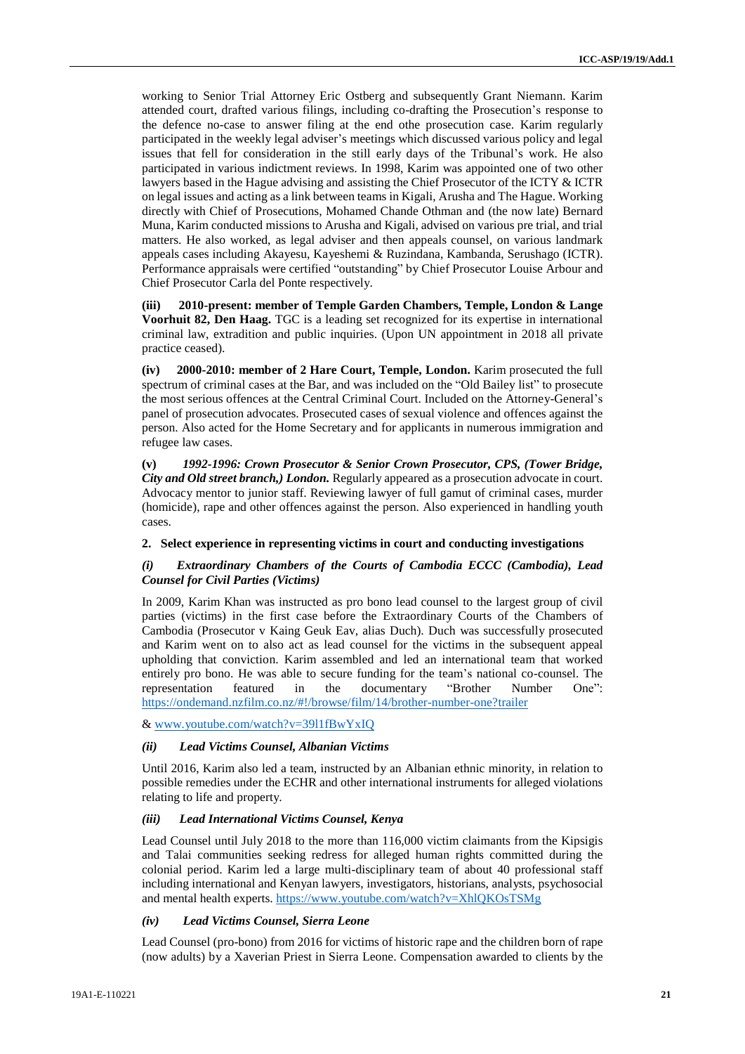working to Senior Trial Attorney Eric Ostberg and subsequently Grant Niemann. Karim attended court, drafted various filings, including co-drafting the Prosecution's response to the defence no-case to answer filing at the end othe prosecution case. Karim regularly participated in the weekly legal adviser's meetings which discussed various policy and legal issues that fell for consideration in the still early days of the Tribunal's work. He also participated in various indictment reviews. In 1998, Karim was appointed one of two other lawyers based in the Hague advising and assisting the Chief Prosecutor of the ICTY & ICTR on legal issues and acting as a link between teams in Kigali, Arusha and The Hague. Working directly with Chief of Prosecutions, Mohamed Chande Othman and (the now late) Bernard Muna, Karim conducted missions to Arusha and Kigali, advised on various pre trial, and trial matters. He also worked, as legal adviser and then appeals counsel, on various landmark appeals cases including Akayesu, Kayeshemi & Ruzindana, Kambanda, Serushago (ICTR). Performance appraisals were certified "outstanding" by Chief Prosecutor Louise Arbour and Chief Prosecutor Carla del Ponte respectively.

**(iii) 2010-present: member of Temple Garden Chambers, Temple, London & Lange Voorhuit 82, Den Haag.** TGC is a leading set recognized for its expertise in international criminal law, extradition and public inquiries. (Upon UN appointment in 2018 all private practice ceased).

**(iv) 2000-2010: member of 2 Hare Court, Temple, London.** Karim prosecuted the full spectrum of criminal cases at the Bar, and was included on the "Old Bailey list" to prosecute the most serious offences at the Central Criminal Court. Included on the Attorney-General's panel of prosecution advocates. Prosecuted cases of sexual violence and offences against the person. Also acted for the Home Secretary and for applicants in numerous immigration and refugee law cases.

**(v)** ***1992-1996: Crown Prosecutor & Senior Crown Prosecutor, CPS, (Tower Bridge, City and Old street branch,) London.*** Regularly appeared as a prosecution advocate in court. Advocacy mentor to junior staff. Reviewing lawyer of full gamut of criminal cases, murder (homicide), rape and other offences against the person. Also experienced in handling youth cases.

## 2. Select experience in representing victims in court and conducting investigations

### *(i) Extraordinary Chambers of the Courts of Cambodia ECCC (Cambodia), Lead Counsel for Civil Parties (Victims)*

In 2009, Karim Khan was instructed as pro bono lead counsel to the largest group of civil parties (victims) in the first case before the Extraordinary Courts of the Chambers of Cambodia (Prosecutor v Kaing Geuk Eav, alias Duch). Duch was successfully prosecuted and Karim went on to also act as lead counsel for the victims in the subsequent appeal upholding that conviction. Karim assembled and led an international team that worked entirely pro bono. He was able to secure funding for the team's national co-counsel. The representation featured in the documentary "Brother Number One": https://ondemand.nzfilm.co.nz/#!/browse/film/14/brother-number-one?trailer

& www.youtube.com/watch?v=39l1fBwYxIQ

### *(ii) Lead Victims Counsel, Albanian Victims*

Until 2016, Karim also led a team, instructed by an Albanian ethnic minority, in relation to possible remedies under the ECHR and other international instruments for alleged violations relating to life and property.

### *(iii) Lead International Victims Counsel, Kenya*

Lead Counsel until July 2018 to the more than 116,000 victim claimants from the Kipsigis and Talai communities seeking redress for alleged human rights committed during the colonial period. Karim led a large multi-disciplinary team of about 40 professional staff including international and Kenyan lawyers, investigators, historians, analysts, psychosocial and mental health experts. https://www.youtube.com/watch?v=XhlQKOsTSMg

### *(iv) Lead Victims Counsel, Sierra Leone*

Lead Counsel (pro-bono) from 2016 for victims of historic rape and the children born of rape (now adults) by a Xaverian Priest in Sierra Leone. Compensation awarded to clients by the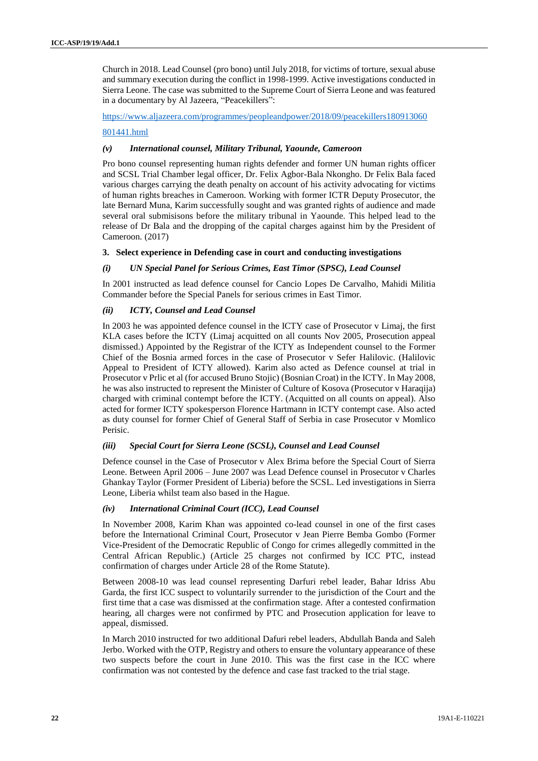Church in 2018. Lead Counsel (pro bono) until July 2018, for victims of torture, sexual abuse and summary execution during the conflict in 1998-1999. Active investigations conducted in Sierra Leone. The case was submitted to the Supreme Court of Sierra Leone and was featured in a documentary by Al Jazeera, "Peacekillers":

https://www.aljazeera.com/programmes/peopleandpower/2018/09/peacekillers180913060801441.html

#### *(v) International counsel, Military Tribunal, Yaounde, Cameroon*

Pro bono counsel representing human rights defender and former UN human rights officer and SCSL Trial Chamber legal officer, Dr. Felix Agbor-Bala Nkongho. Dr Felix Bala faced various charges carrying the death penalty on account of his activity advocating for victims of human rights breaches in Cameroon. Working with former ICTR Deputy Prosecutor, the late Bernard Muna, Karim successfully sought and was granted rights of audience and made several oral submisisons before the military tribunal in Yaounde. This helped lead to the release of Dr Bala and the dropping of the capital charges against him by the President of Cameroon. (2017)

### 3. Select experience in Defending case in court and conducting investigations

#### *(i) UN Special Panel for Serious Crimes, East Timor (SPSC), Lead Counsel*

In 2001 instructed as lead defence counsel for Cancio Lopes De Carvalho, Mahidi Militia Commander before the Special Panels for serious crimes in East Timor.

#### *(ii) ICTY, Counsel and Lead Counsel*

In 2003 he was appointed defence counsel in the ICTY case of Prosecutor v Limaj, the first KLA cases before the ICTY (Limaj acquitted on all counts Nov 2005, Prosecution appeal dismissed.) Appointed by the Registrar of the ICTY as Independent counsel to the Former Chief of the Bosnia armed forces in the case of Prosecutor v Sefer Halilovic. (Halilovic Appeal to President of ICTY allowed). Karim also acted as Defence counsel at trial in Prosecutor v Prlic et al (for accused Bruno Stojic) (Bosnian Croat) in the ICTY. In May 2008, he was also instructed to represent the Minister of Culture of Kosova (Prosecutor v Haraqija) charged with criminal contempt before the ICTY. (Acquitted on all counts on appeal). Also acted for former ICTY spokesperson Florence Hartmann in ICTY contempt case. Also acted as duty counsel for former Chief of General Staff of Serbia in case Prosecutor v Momlico Perisic.

#### *(iii) Special Court for Sierra Leone (SCSL), Counsel and Lead Counsel*

Defence counsel in the Case of Prosecutor v Alex Brima before the Special Court of Sierra Leone. Between April 2006 – June 2007 was Lead Defence counsel in Prosecutor v Charles Ghankay Taylor (Former President of Liberia) before the SCSL. Led investigations in Sierra Leone, Liberia whilst team also based in the Hague.

#### *(iv) International Criminal Court (ICC), Lead Counsel*

In November 2008, Karim Khan was appointed co-lead counsel in one of the first cases before the International Criminal Court, Prosecutor v Jean Pierre Bemba Gombo (Former Vice-President of the Democratic Republic of Congo for crimes allegedly committed in the Central African Republic.) (Article 25 charges not confirmed by ICC PTC, instead confirmation of charges under Article 28 of the Rome Statute).

Between 2008-10 was lead counsel representing Darfuri rebel leader, Bahar Idriss Abu Garda, the first ICC suspect to voluntarily surrender to the jurisdiction of the Court and the first time that a case was dismissed at the confirmation stage. After a contested confirmation hearing, all charges were not confirmed by PTC and Prosecution application for leave to appeal, dismissed.

In March 2010 instructed for two additional Dafuri rebel leaders, Abdullah Banda and Saleh Jerbo. Worked with the OTP, Registry and others to ensure the voluntary appearance of these two suspects before the court in June 2010. This was the first case in the ICC where confirmation was not contested by the defence and case fast tracked to the trial stage.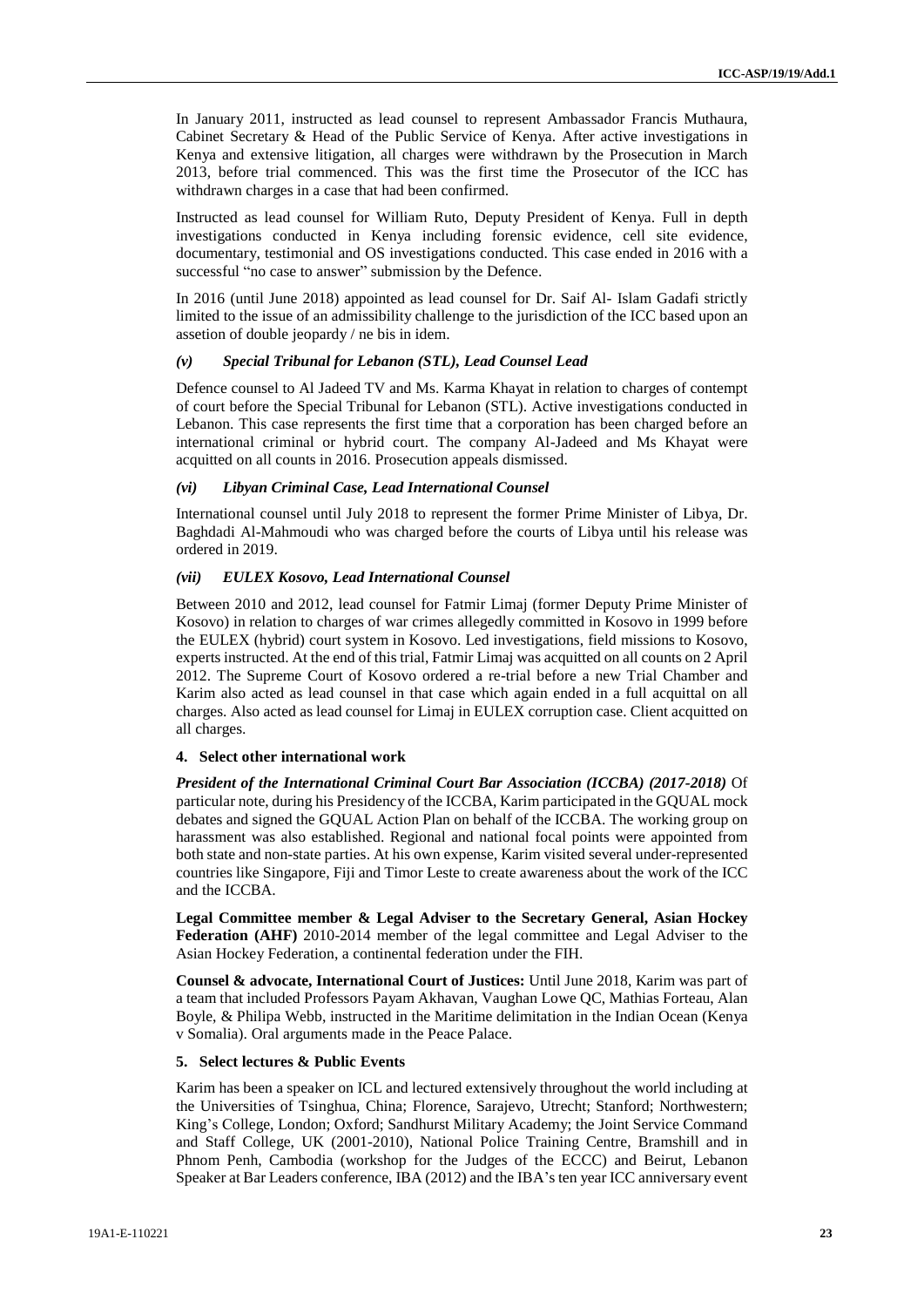In January 2011, instructed as lead counsel to represent Ambassador Francis Muthaura, Cabinet Secretary & Head of the Public Service of Kenya. After active investigations in Kenya and extensive litigation, all charges were withdrawn by the Prosecution in March 2013, before trial commenced. This was the first time the Prosecutor of the ICC has withdrawn charges in a case that had been confirmed.

Instructed as lead counsel for William Ruto, Deputy President of Kenya. Full in depth investigations conducted in Kenya including forensic evidence, cell site evidence, documentary, testimonial and OS investigations conducted. This case ended in 2016 with a successful "no case to answer" submission by the Defence.

In 2016 (until June 2018) appointed as lead counsel for Dr. Saif Al- Islam Gadafi strictly limited to the issue of an admissibility challenge to the jurisdiction of the ICC based upon an assetion of double jeopardy / ne bis in idem.

#### *(v) Special Tribunal for Lebanon (STL), Lead Counsel Lead*

Defence counsel to Al Jadeed TV and Ms. Karma Khayat in relation to charges of contempt of court before the Special Tribunal for Lebanon (STL). Active investigations conducted in Lebanon. This case represents the first time that a corporation has been charged before an international criminal or hybrid court. The company Al-Jadeed and Ms Khayat were acquitted on all counts in 2016. Prosecution appeals dismissed.

#### *(vi) Libyan Criminal Case, Lead International Counsel*

International counsel until July 2018 to represent the former Prime Minister of Libya, Dr. Baghdadi Al-Mahmoudi who was charged before the courts of Libya until his release was ordered in 2019.

#### *(vii) EULEX Kosovo, Lead International Counsel*

Between 2010 and 2012, lead counsel for Fatmir Limaj (former Deputy Prime Minister of Kosovo) in relation to charges of war crimes allegedly committed in Kosovo in 1999 before the EULEX (hybrid) court system in Kosovo. Led investigations, field missions to Kosovo, experts instructed. At the end of this trial, Fatmir Limaj was acquitted on all counts on 2 April 2012. The Supreme Court of Kosovo ordered a re-trial before a new Trial Chamber and Karim also acted as lead counsel in that case which again ended in a full acquittal on all charges. Also acted as lead counsel for Limaj in EULEX corruption case. Client acquitted on all charges.

### 4. Select other international work

***President of the International Criminal Court Bar Association (ICCBA) (2017-2018)*** Of particular note, during his Presidency of the ICCBA, Karim participated in the GQUAL mock debates and signed the GQUAL Action Plan on behalf of the ICCBA. The working group on harassment was also established. Regional and national focal points were appointed from both state and non-state parties. At his own expense, Karim visited several under-represented countries like Singapore, Fiji and Timor Leste to create awareness about the work of the ICC and the ICCBA.

**Legal Committee member & Legal Adviser to the Secretary General, Asian Hockey Federation (AHF)** 2010-2014 member of the legal committee and Legal Adviser to the Asian Hockey Federation, a continental federation under the FIH.

**Counsel & advocate, International Court of Justices:** Until June 2018, Karim was part of a team that included Professors Payam Akhavan, Vaughan Lowe QC, Mathias Forteau, Alan Boyle, & Philipa Webb, instructed in the Maritime delimitation in the Indian Ocean (Kenya v Somalia). Oral arguments made in the Peace Palace.

### 5. Select lectures & Public Events

Karim has been a speaker on ICL and lectured extensively throughout the world including at the Universities of Tsinghua, China; Florence, Sarajevo, Utrecht; Stanford; Northwestern; King's College, London; Oxford; Sandhurst Military Academy; the Joint Service Command and Staff College, UK (2001-2010), National Police Training Centre, Bramshill and in Phnom Penh, Cambodia (workshop for the Judges of the ECCC) and Beirut, Lebanon Speaker at Bar Leaders conference, IBA (2012) and the IBA's ten year ICC anniversary event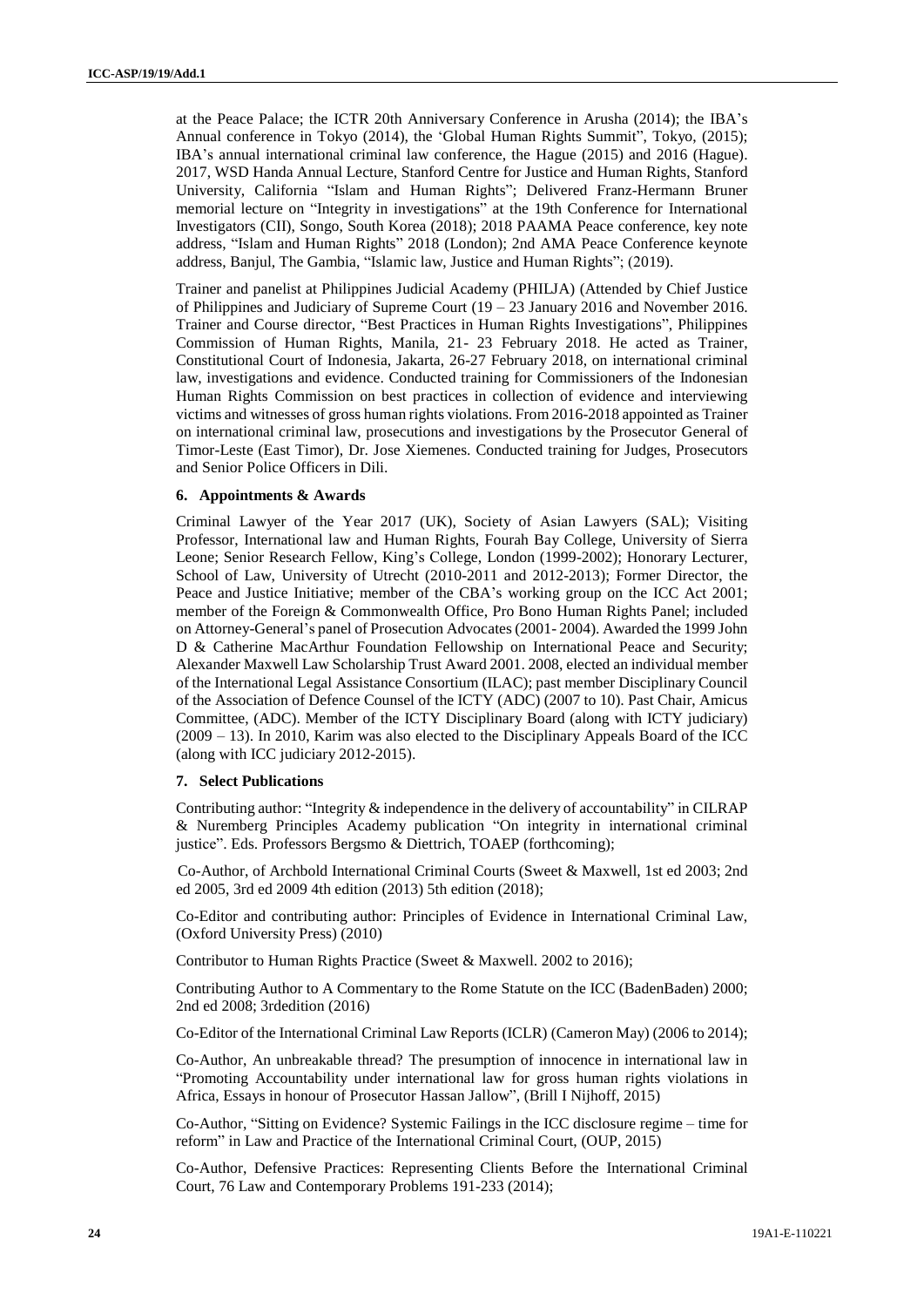at the Peace Palace; the ICTR 20th Anniversary Conference in Arusha (2014); the IBA's Annual conference in Tokyo (2014), the 'Global Human Rights Summit", Tokyo, (2015); IBA's annual international criminal law conference, the Hague (2015) and 2016 (Hague). 2017, WSD Handa Annual Lecture, Stanford Centre for Justice and Human Rights, Stanford University, California "Islam and Human Rights"; Delivered Franz-Hermann Bruner memorial lecture on "Integrity in investigations" at the 19th Conference for International Investigators (CII), Songo, South Korea (2018); 2018 PAAMA Peace conference, key note address, "Islam and Human Rights" 2018 (London); 2nd AMA Peace Conference keynote address, Banjul, The Gambia, "Islamic law, Justice and Human Rights"; (2019).

Trainer and panelist at Philippines Judicial Academy (PHILJA) (Attended by Chief Justice of Philippines and Judiciary of Supreme Court (19 – 23 January 2016 and November 2016. Trainer and Course director, "Best Practices in Human Rights Investigations", Philippines Commission of Human Rights, Manila, 21- 23 February 2018. He acted as Trainer, Constitutional Court of Indonesia, Jakarta, 26-27 February 2018, on international criminal law, investigations and evidence. Conducted training for Commissioners of the Indonesian Human Rights Commission on best practices in collection of evidence and interviewing victims and witnesses of gross human rights violations. From 2016-2018 appointed as Trainer on international criminal law, prosecutions and investigations by the Prosecutor General of Timor-Leste (East Timor), Dr. Jose Xiemenes. Conducted training for Judges, Prosecutors and Senior Police Officers in Dili.

#### 6. Appointments & Awards

Criminal Lawyer of the Year 2017 (UK), Society of Asian Lawyers (SAL); Visiting Professor, International law and Human Rights, Fourah Bay College, University of Sierra Leone; Senior Research Fellow, King's College, London (1999-2002); Honorary Lecturer, School of Law, University of Utrecht (2010-2011 and 2012-2013); Former Director, the Peace and Justice Initiative; member of the CBA's working group on the ICC Act 2001; member of the Foreign & Commonwealth Office, Pro Bono Human Rights Panel; included on Attorney-General's panel of Prosecution Advocates (2001- 2004). Awarded the 1999 John D & Catherine MacArthur Foundation Fellowship on International Peace and Security; Alexander Maxwell Law Scholarship Trust Award 2001. 2008, elected an individual member of the International Legal Assistance Consortium (ILAC); past member Disciplinary Council of the Association of Defence Counsel of the ICTY (ADC) (2007 to 10). Past Chair, Amicus Committee, (ADC). Member of the ICTY Disciplinary Board (along with ICTY judiciary) (2009 – 13). In 2010, Karim was also elected to the Disciplinary Appeals Board of the ICC (along with ICC judiciary 2012-2015).

#### 7. Select Publications

Contributing author: "Integrity & independence in the delivery of accountability" in CILRAP & Nuremberg Principles Academy publication "On integrity in international criminal justice". Eds. Professors Bergsmo & Diettrich, TOAEP (forthcoming);

Co-Author, of Archbold International Criminal Courts (Sweet & Maxwell, 1st ed 2003; 2nd ed 2005, 3rd ed 2009 4th edition (2013) 5th edition (2018);

Co-Editor and contributing author: Principles of Evidence in International Criminal Law, (Oxford University Press) (2010)

Contributor to Human Rights Practice (Sweet & Maxwell. 2002 to 2016);

Contributing Author to A Commentary to the Rome Statute on the ICC (BadenBaden) 2000; 2nd ed 2008; 3rdedition (2016)

Co-Editor of the International Criminal Law Reports (ICLR) (Cameron May) (2006 to 2014);

Co-Author, An unbreakable thread? The presumption of innocence in international law in "Promoting Accountability under international law for gross human rights violations in Africa, Essays in honour of Prosecutor Hassan Jallow", (Brill I Nijhoff, 2015)

Co-Author, "Sitting on Evidence? Systemic Failings in the ICC disclosure regime – time for reform" in Law and Practice of the International Criminal Court, (OUP, 2015)

Co-Author, Defensive Practices: Representing Clients Before the International Criminal Court, 76 Law and Contemporary Problems 191-233 (2014);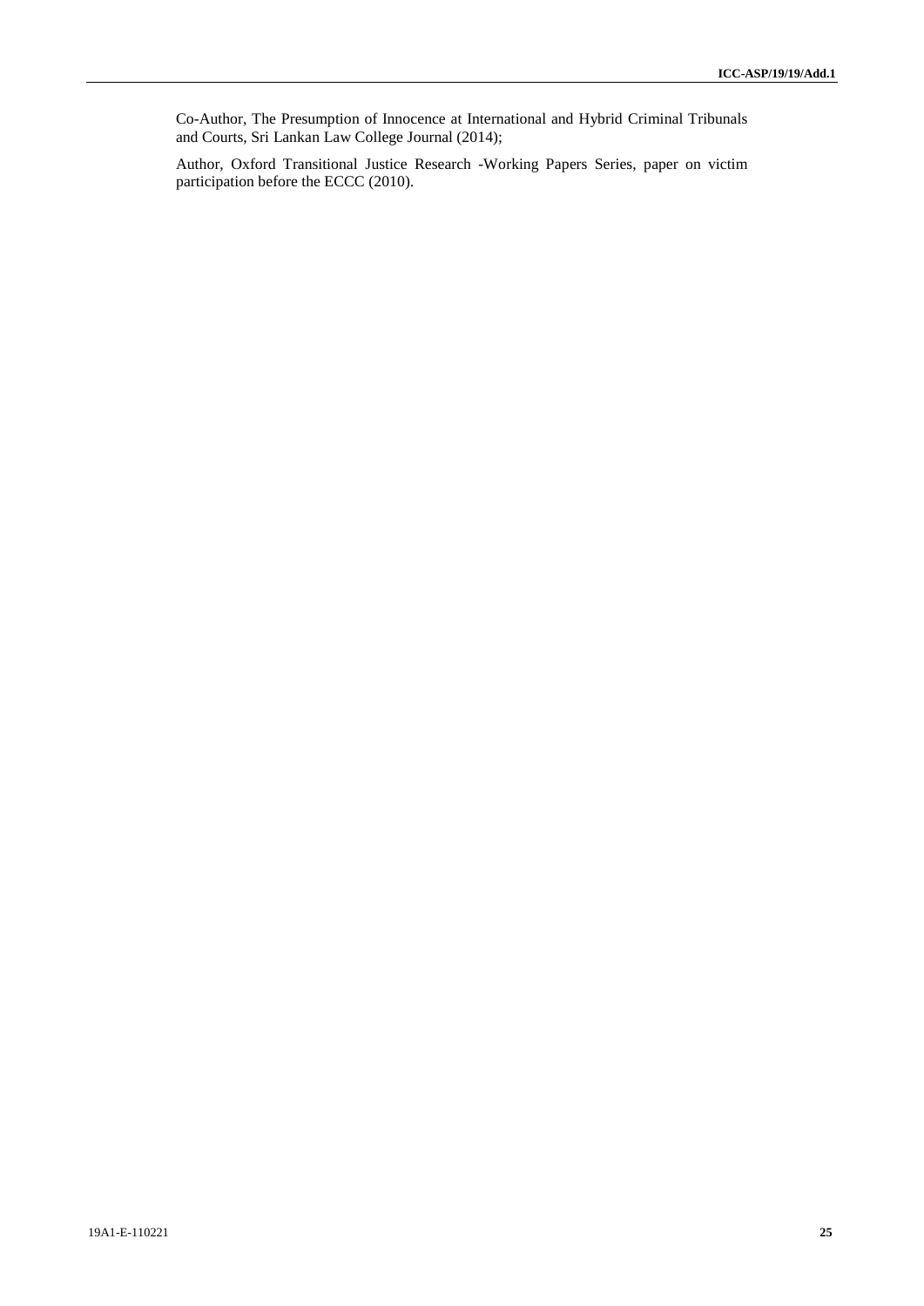Co-Author, The Presumption of Innocence at International and Hybrid Criminal Tribunals and Courts, Sri Lankan Law College Journal (2014);

Author, Oxford Transitional Justice Research -Working Papers Series, paper on victim participation before the ECCC (2010).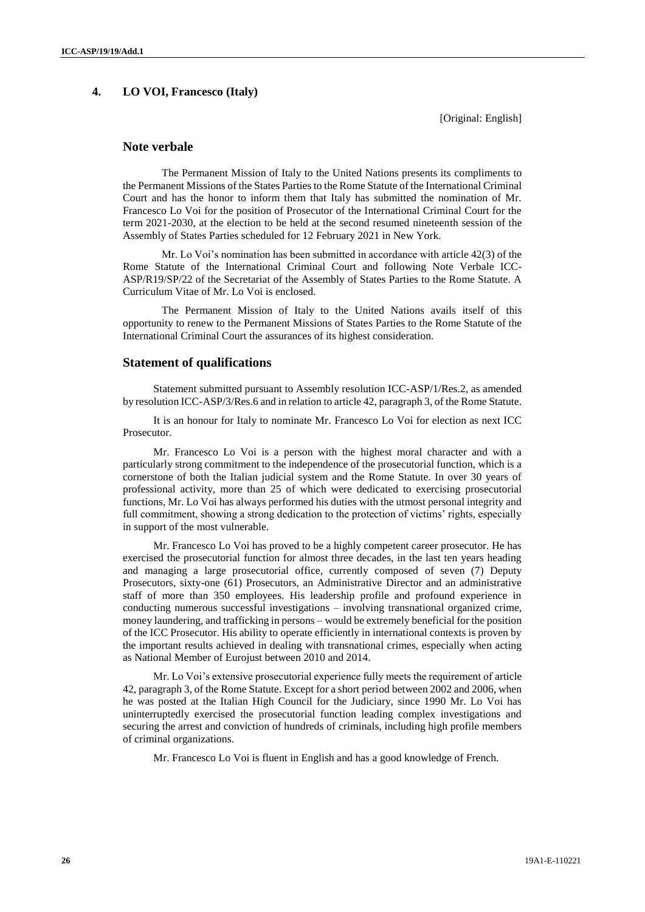## 4. LO VOI, Francesco (Italy)

[Original: English]

### Note verbale

The Permanent Mission of Italy to the United Nations presents its compliments to the Permanent Missions of the States Parties to the Rome Statute of the International Criminal Court and has the honor to inform them that Italy has submitted the nomination of Mr. Francesco Lo Voi for the position of Prosecutor of the International Criminal Court for the term 2021-2030, at the election to be held at the second resumed nineteenth session of the Assembly of States Parties scheduled for 12 February 2021 in New York.

Mr. Lo Voi's nomination has been submitted in accordance with article 42(3) of the Rome Statute of the International Criminal Court and following Note Verbale ICC-ASP/R19/SP/22 of the Secretariat of the Assembly of States Parties to the Rome Statute. A Curriculum Vitae of Mr. Lo Voi is enclosed.

The Permanent Mission of Italy to the United Nations avails itself of this opportunity to renew to the Permanent Missions of States Parties to the Rome Statute of the International Criminal Court the assurances of its highest consideration.

### Statement of qualifications

Statement submitted pursuant to Assembly resolution ICC-ASP/1/Res.2, as amended by resolution ICC-ASP/3/Res.6 and in relation to article 42, paragraph 3, of the Rome Statute.

It is an honour for Italy to nominate Mr. Francesco Lo Voi for election as next ICC Prosecutor.

Mr. Francesco Lo Voi is a person with the highest moral character and with a particularly strong commitment to the independence of the prosecutorial function, which is a cornerstone of both the Italian judicial system and the Rome Statute. In over 30 years of professional activity, more than 25 of which were dedicated to exercising prosecutorial functions, Mr. Lo Voi has always performed his duties with the utmost personal integrity and full commitment, showing a strong dedication to the protection of victims' rights, especially in support of the most vulnerable.

Mr. Francesco Lo Voi has proved to be a highly competent career prosecutor. He has exercised the prosecutorial function for almost three decades, in the last ten years heading and managing a large prosecutorial office, currently composed of seven (7) Deputy Prosecutors, sixty-one (61) Prosecutors, an Administrative Director and an administrative staff of more than 350 employees. His leadership profile and profound experience in conducting numerous successful investigations – involving transnational organized crime, money laundering, and trafficking in persons – would be extremely beneficial for the position of the ICC Prosecutor. His ability to operate efficiently in international contexts is proven by the important results achieved in dealing with transnational crimes, especially when acting as National Member of Eurojust between 2010 and 2014.

Mr. Lo Voi's extensive prosecutorial experience fully meets the requirement of article 42, paragraph 3, of the Rome Statute. Except for a short period between 2002 and 2006, when he was posted at the Italian High Council for the Judiciary, since 1990 Mr. Lo Voi has uninterruptedly exercised the prosecutorial function leading complex investigations and securing the arrest and conviction of hundreds of criminals, including high profile members of criminal organizations.

Mr. Francesco Lo Voi is fluent in English and has a good knowledge of French.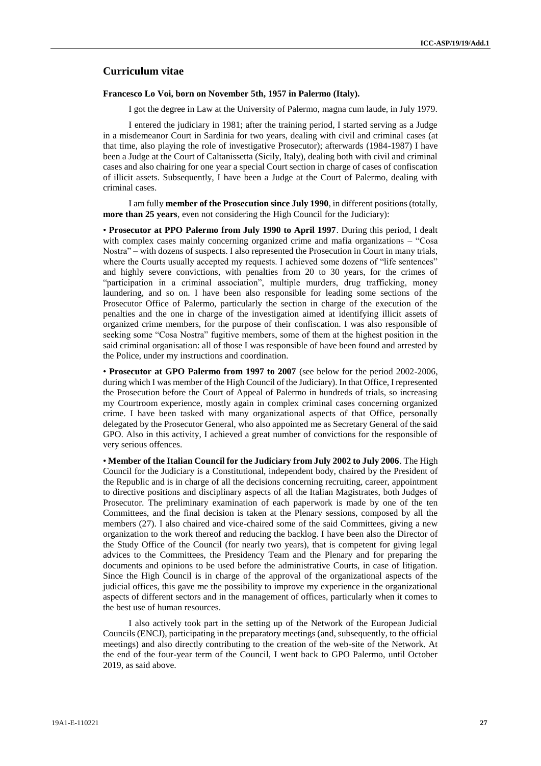## Curriculum vitae

**Francesco Lo Voi, born on November 5th, 1957 in Palermo (Italy).**

I got the degree in Law at the University of Palermo, magna cum laude, in July 1979.

I entered the judiciary in 1981; after the training period, I started serving as a Judge in a misdemeanor Court in Sardinia for two years, dealing with civil and criminal cases (at that time, also playing the role of investigative Prosecutor); afterwards (1984-1987) I have been a Judge at the Court of Caltanissetta (Sicily, Italy), dealing both with civil and criminal cases and also chairing for one year a special Court section in charge of cases of confiscation of illicit assets. Subsequently, I have been a Judge at the Court of Palermo, dealing with criminal cases.

I am fully **member of the Prosecution since July 1990**, in different positions (totally, **more than 25 years**, even not considering the High Council for the Judiciary):

• **Prosecutor at PPO Palermo from July 1990 to April 1997**. During this period, I dealt with complex cases mainly concerning organized crime and mafia organizations – "Cosa Nostra" – with dozens of suspects. I also represented the Prosecution in Court in many trials, where the Courts usually accepted my requests. I achieved some dozens of "life sentences" and highly severe convictions, with penalties from 20 to 30 years, for the crimes of "participation in a criminal association", multiple murders, drug trafficking, money laundering, and so on. I have been also responsible for leading some sections of the Prosecutor Office of Palermo, particularly the section in charge of the execution of the penalties and the one in charge of the investigation aimed at identifying illicit assets of organized crime members, for the purpose of their confiscation. I was also responsible of seeking some "Cosa Nostra" fugitive members, some of them at the highest position in the said criminal organisation: all of those I was responsible of have been found and arrested by the Police, under my instructions and coordination.

• **Prosecutor at GPO Palermo from 1997 to 2007** (see below for the period 2002-2006, during which I was member of the High Council of the Judiciary). In that Office, I represented the Prosecution before the Court of Appeal of Palermo in hundreds of trials, so increasing my Courtroom experience, mostly again in complex criminal cases concerning organized crime. I have been tasked with many organizational aspects of that Office, personally delegated by the Prosecutor General, who also appointed me as Secretary General of the said GPO. Also in this activity, I achieved a great number of convictions for the responsible of very serious offences.

• **Member of the Italian Council for the Judiciary from July 2002 to July 2006**. The High Council for the Judiciary is a Constitutional, independent body, chaired by the President of the Republic and is in charge of all the decisions concerning recruiting, career, appointment to directive positions and disciplinary aspects of all the Italian Magistrates, both Judges of Prosecutor. The preliminary examination of each paperwork is made by one of the ten Committees, and the final decision is taken at the Plenary sessions, composed by all the members (27). I also chaired and vice-chaired some of the said Committees, giving a new organization to the work thereof and reducing the backlog. I have been also the Director of the Study Office of the Council (for nearly two years), that is competent for giving legal advices to the Committees, the Presidency Team and the Plenary and for preparing the documents and opinions to be used before the administrative Courts, in case of litigation. Since the High Council is in charge of the approval of the organizational aspects of the judicial offices, this gave me the possibility to improve my experience in the organizational aspects of different sectors and in the management of offices, particularly when it comes to the best use of human resources.

I also actively took part in the setting up of the Network of the European Judicial Councils (ENCJ), participating in the preparatory meetings (and, subsequently, to the official meetings) and also directly contributing to the creation of the web-site of the Network. At the end of the four-year term of the Council, I went back to GPO Palermo, until October 2019, as said above.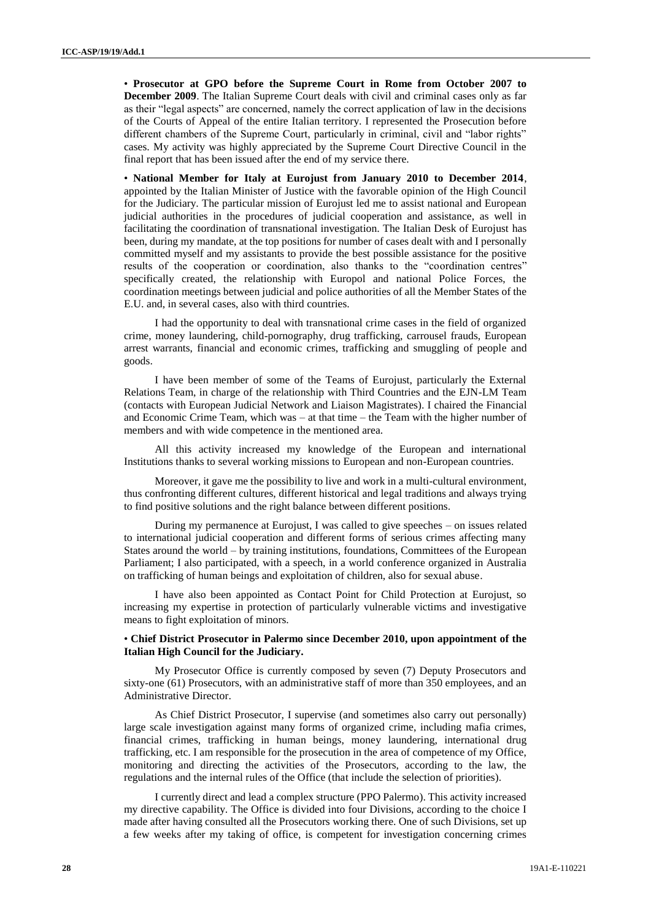• **Prosecutor at GPO before the Supreme Court in Rome from October 2007 to December 2009**. The Italian Supreme Court deals with civil and criminal cases only as far as their "legal aspects" are concerned, namely the correct application of law in the decisions of the Courts of Appeal of the entire Italian territory. I represented the Prosecution before different chambers of the Supreme Court, particularly in criminal, civil and "labor rights" cases. My activity was highly appreciated by the Supreme Court Directive Council in the final report that has been issued after the end of my service there.

• **National Member for Italy at Eurojust from January 2010 to December 2014**, appointed by the Italian Minister of Justice with the favorable opinion of the High Council for the Judiciary. The particular mission of Eurojust led me to assist national and European judicial authorities in the procedures of judicial cooperation and assistance, as well in facilitating the coordination of transnational investigation. The Italian Desk of Eurojust has been, during my mandate, at the top positions for number of cases dealt with and I personally committed myself and my assistants to provide the best possible assistance for the positive results of the cooperation or coordination, also thanks to the "coordination centres" specifically created, the relationship with Europol and national Police Forces, the coordination meetings between judicial and police authorities of all the Member States of the E.U. and, in several cases, also with third countries.

I had the opportunity to deal with transnational crime cases in the field of organized crime, money laundering, child-pornography, drug trafficking, carrousel frauds, European arrest warrants, financial and economic crimes, trafficking and smuggling of people and goods.

I have been member of some of the Teams of Eurojust, particularly the External Relations Team, in charge of the relationship with Third Countries and the EJN-LM Team (contacts with European Judicial Network and Liaison Magistrates). I chaired the Financial and Economic Crime Team, which was – at that time – the Team with the higher number of members and with wide competence in the mentioned area.

All this activity increased my knowledge of the European and international Institutions thanks to several working missions to European and non-European countries.

Moreover, it gave me the possibility to live and work in a multi-cultural environment, thus confronting different cultures, different historical and legal traditions and always trying to find positive solutions and the right balance between different positions.

During my permanence at Eurojust, I was called to give speeches – on issues related to international judicial cooperation and different forms of serious crimes affecting many States around the world – by training institutions, foundations, Committees of the European Parliament; I also participated, with a speech, in a world conference organized in Australia on trafficking of human beings and exploitation of children, also for sexual abuse.

I have also been appointed as Contact Point for Child Protection at Eurojust, so increasing my expertise in protection of particularly vulnerable victims and investigative means to fight exploitation of minors.

• **Chief District Prosecutor in Palermo since December 2010, upon appointment of the Italian High Council for the Judiciary.**

My Prosecutor Office is currently composed by seven (7) Deputy Prosecutors and sixty-one (61) Prosecutors, with an administrative staff of more than 350 employees, and an Administrative Director.

As Chief District Prosecutor, I supervise (and sometimes also carry out personally) large scale investigation against many forms of organized crime, including mafia crimes, financial crimes, trafficking in human beings, money laundering, international drug trafficking, etc. I am responsible for the prosecution in the area of competence of my Office, monitoring and directing the activities of the Prosecutors, according to the law, the regulations and the internal rules of the Office (that include the selection of priorities).

I currently direct and lead a complex structure (PPO Palermo). This activity increased my directive capability. The Office is divided into four Divisions, according to the choice I made after having consulted all the Prosecutors working there. One of such Divisions, set up a few weeks after my taking of office, is competent for investigation concerning crimes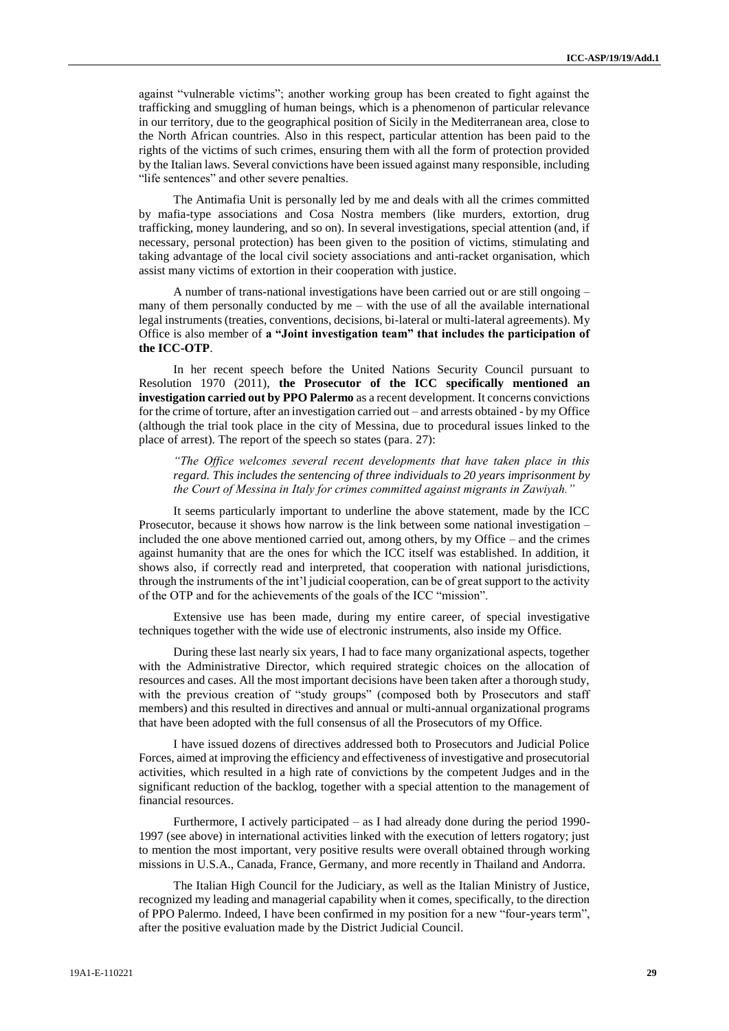against "vulnerable victims"; another working group has been created to fight against the trafficking and smuggling of human beings, which is a phenomenon of particular relevance in our territory, due to the geographical position of Sicily in the Mediterranean area, close to the North African countries. Also in this respect, particular attention has been paid to the rights of the victims of such crimes, ensuring them with all the form of protection provided by the Italian laws. Several convictions have been issued against many responsible, including "life sentences" and other severe penalties.

The Antimafia Unit is personally led by me and deals with all the crimes committed by mafia-type associations and Cosa Nostra members (like murders, extortion, drug trafficking, money laundering, and so on). In several investigations, special attention (and, if necessary, personal protection) has been given to the position of victims, stimulating and taking advantage of the local civil society associations and anti-racket organisation, which assist many victims of extortion in their cooperation with justice.

A number of trans-national investigations have been carried out or are still ongoing – many of them personally conducted by me – with the use of all the available international legal instruments (treaties, conventions, decisions, bi-lateral or multi-lateral agreements). My Office is also member of **a "Joint investigation team" that includes the participation of the ICC-OTP**.

In her recent speech before the United Nations Security Council pursuant to Resolution 1970 (2011), **the Prosecutor of the ICC specifically mentioned an investigation carried out by PPO Palermo** as a recent development. It concerns convictions for the crime of torture, after an investigation carried out – and arrests obtained - by my Office (although the trial took place in the city of Messina, due to procedural issues linked to the place of arrest). The report of the speech so states (para. 27):

*"The Office welcomes several recent developments that have taken place in this regard. This includes the sentencing of three individuals to 20 years imprisonment by the Court of Messina in Italy for crimes committed against migrants in Zawiyah."*

It seems particularly important to underline the above statement, made by the ICC Prosecutor, because it shows how narrow is the link between some national investigation – included the one above mentioned carried out, among others, by my Office – and the crimes against humanity that are the ones for which the ICC itself was established. In addition, it shows also, if correctly read and interpreted, that cooperation with national jurisdictions, through the instruments of the int'l judicial cooperation, can be of great support to the activity of the OTP and for the achievements of the goals of the ICC "mission".

Extensive use has been made, during my entire career, of special investigative techniques together with the wide use of electronic instruments, also inside my Office.

During these last nearly six years, I had to face many organizational aspects, together with the Administrative Director, which required strategic choices on the allocation of resources and cases. All the most important decisions have been taken after a thorough study, with the previous creation of "study groups" (composed both by Prosecutors and staff members) and this resulted in directives and annual or multi-annual organizational programs that have been adopted with the full consensus of all the Prosecutors of my Office.

I have issued dozens of directives addressed both to Prosecutors and Judicial Police Forces, aimed at improving the efficiency and effectiveness of investigative and prosecutorial activities, which resulted in a high rate of convictions by the competent Judges and in the significant reduction of the backlog, together with a special attention to the management of financial resources.

Furthermore, I actively participated – as I had already done during the period 1990-1997 (see above) in international activities linked with the execution of letters rogatory; just to mention the most important, very positive results were overall obtained through working missions in U.S.A., Canada, France, Germany, and more recently in Thailand and Andorra.

The Italian High Council for the Judiciary, as well as the Italian Ministry of Justice, recognized my leading and managerial capability when it comes, specifically, to the direction of PPO Palermo. Indeed, I have been confirmed in my position for a new "four-years term", after the positive evaluation made by the District Judicial Council.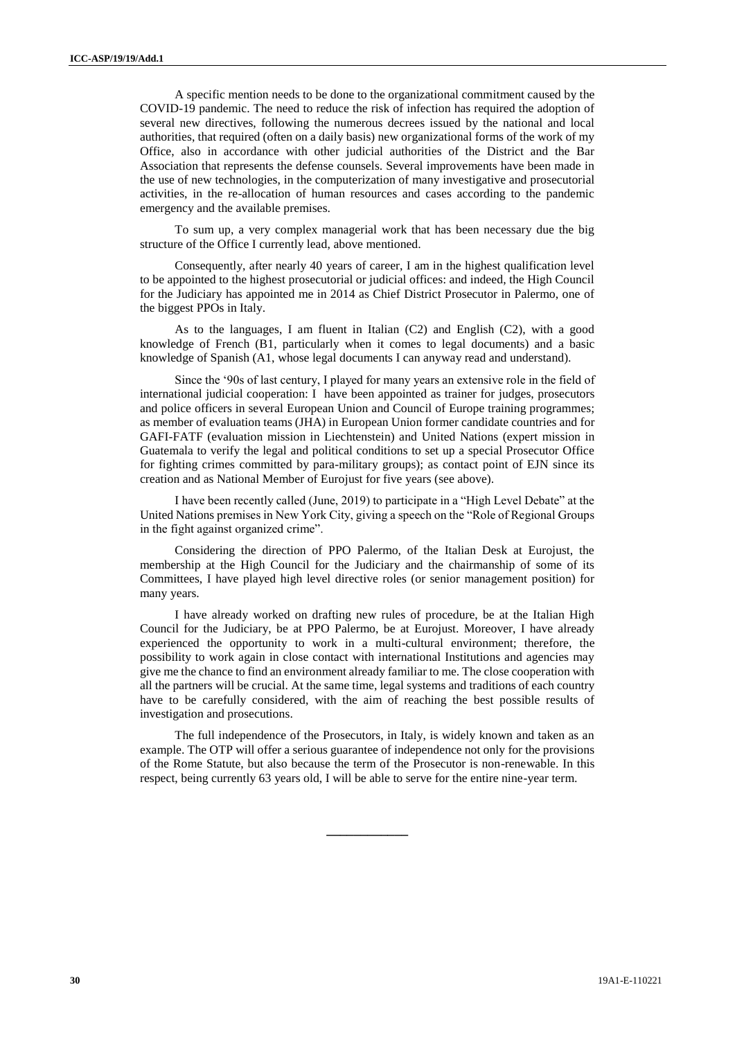A specific mention needs to be done to the organizational commitment caused by the COVID-19 pandemic. The need to reduce the risk of infection has required the adoption of several new directives, following the numerous decrees issued by the national and local authorities, that required (often on a daily basis) new organizational forms of the work of my Office, also in accordance with other judicial authorities of the District and the Bar Association that represents the defense counsels. Several improvements have been made in the use of new technologies, in the computerization of many investigative and prosecutorial activities, in the re-allocation of human resources and cases according to the pandemic emergency and the available premises.

To sum up, a very complex managerial work that has been necessary due the big structure of the Office I currently lead, above mentioned.

Consequently, after nearly 40 years of career, I am in the highest qualification level to be appointed to the highest prosecutorial or judicial offices: and indeed, the High Council for the Judiciary has appointed me in 2014 as Chief District Prosecutor in Palermo, one of the biggest PPOs in Italy.

As to the languages, I am fluent in Italian (C2) and English (C2), with a good knowledge of French (B1, particularly when it comes to legal documents) and a basic knowledge of Spanish (A1, whose legal documents I can anyway read and understand).

Since the '90s of last century, I played for many years an extensive role in the field of international judicial cooperation: I have been appointed as trainer for judges, prosecutors and police officers in several European Union and Council of Europe training programmes; as member of evaluation teams (JHA) in European Union former candidate countries and for GAFI-FATF (evaluation mission in Liechtenstein) and United Nations (expert mission in Guatemala to verify the legal and political conditions to set up a special Prosecutor Office for fighting crimes committed by para-military groups); as contact point of EJN since its creation and as National Member of Eurojust for five years (see above).

I have been recently called (June, 2019) to participate in a "High Level Debate" at the United Nations premises in New York City, giving a speech on the "Role of Regional Groups in the fight against organized crime".

Considering the direction of PPO Palermo, of the Italian Desk at Eurojust, the membership at the High Council for the Judiciary and the chairmanship of some of its Committees, I have played high level directive roles (or senior management position) for many years.

I have already worked on drafting new rules of procedure, be at the Italian High Council for the Judiciary, be at PPO Palermo, be at Eurojust. Moreover, I have already experienced the opportunity to work in a multi-cultural environment; therefore, the possibility to work again in close contact with international Institutions and agencies may give me the chance to find an environment already familiar to me. The close cooperation with all the partners will be crucial. At the same time, legal systems and traditions of each country have to be carefully considered, with the aim of reaching the best possible results of investigation and prosecutions.

The full independence of the Prosecutors, in Italy, is widely known and taken as an example. The OTP will offer a serious guarantee of independence not only for the provisions of the Rome Statute, but also because the term of the Prosecutor is non-renewable. In this respect, being currently 63 years old, I will be able to serve for the entire nine-year term.

____________